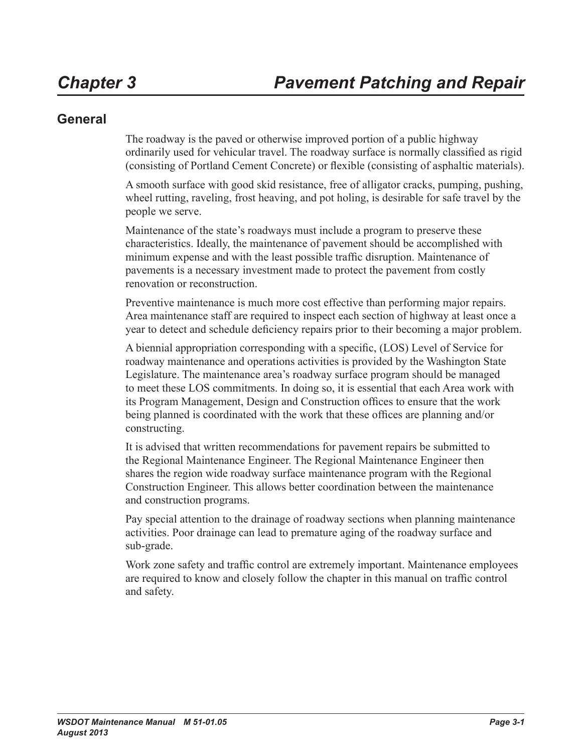# Chapter 3 Pavement Patching and Repair

## General

The roadway is the paved or otherwise improved portion of a public highway ordinarily used for vehicular travel. The roadway surface is normally classified as rigid (consisting of Portland Cement Concrete) or flexible (consisting of asphaltic materials).

A smooth surface with good skid resistance, free of alligator cracks, pumping, pushing, wheel rutting, raveling, frost heaving, and pot holing, is desirable for safe travel by the people we serve.

Maintenance of the state's roadways must include a program to preserve these characteristics. Ideally, the maintenance of pavement should be accomplished with minimum expense and with the least possible traffic disruption. Maintenance of pavements is a necessary investment made to protect the pavement from costly renovation or reconstruction.

Preventive maintenance is much more cost effective than performing major repairs. Area maintenance staff are required to inspect each section of highway at least once a year to detect and schedule deficiency repairs prior to their becoming a major problem.

A biennial appropriation corresponding with a specific, (LOS) Level of Service for roadway maintenance and operations activities is provided by the Washington State Legislature. The maintenance area's roadway surface program should be managed to meet these LOS commitments. In doing so, it is essential that each Area work with its Program Management, Design and Construction offices to ensure that the work being planned is coordinated with the work that these offices are planning and/or constructing.

It is advised that written recommendations for pavement repairs be submitted to the Regional Maintenance Engineer. The Regional Maintenance Engineer then shares the region wide roadway surface maintenance program with the Regional Construction Engineer. This allows better coordination between the maintenance and construction programs.

Pay special attention to the drainage of roadway sections when planning maintenance activities. Poor drainage can lead to premature aging of the roadway surface and sub-grade.

Work zone safety and traffic control are extremely important. Maintenance employees are required to know and closely follow the chapter in this manual on traffic control and safety.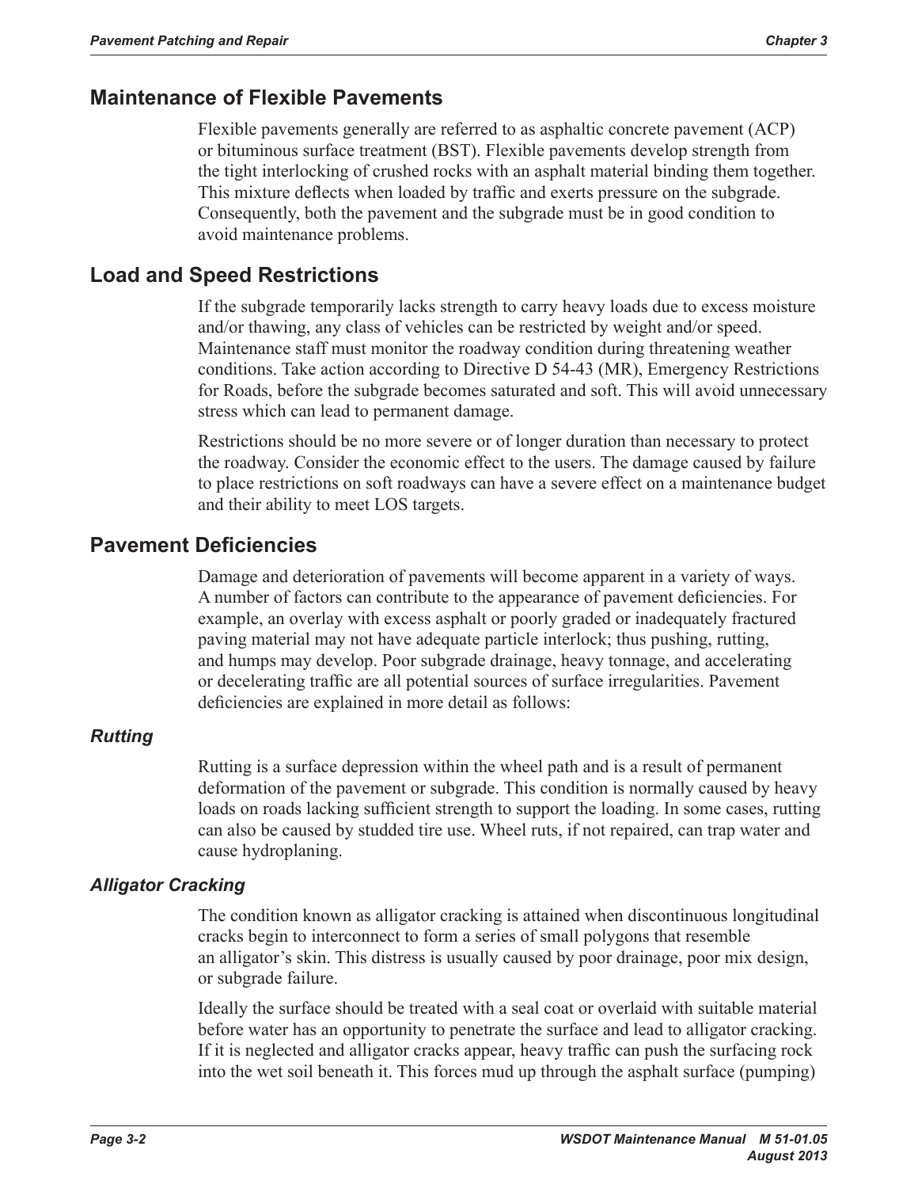## Maintenance of Flexible Pavements

Flexible pavements generally are referred to as asphaltic concrete pavement (ACP) or bituminous surface treatment (BST). Flexible pavements develop strength from the tight interlocking of crushed rocks with an asphalt material binding them together. This mixture deflects when loaded by traffic and exerts pressure on the subgrade. Consequently, both the pavement and the subgrade must be in good condition to avoid maintenance problems.

## Load and Speed Restrictions

If the subgrade temporarily lacks strength to carry heavy loads due to excess moisture and/or thawing, any class of vehicles can be restricted by weight and/or speed. Maintenance staff must monitor the roadway condition during threatening weather conditions. Take action according to Directive D 54-43 (MR), Emergency Restrictions for Roads, before the subgrade becomes saturated and soft. This will avoid unnecessary stress which can lead to permanent damage.

Restrictions should be no more severe or of longer duration than necessary to protect the roadway. Consider the economic effect to the users. The damage caused by failure to place restrictions on soft roadways can have a severe effect on a maintenance budget and their ability to meet LOS targets.

## Pavement Deficiencies

Damage and deterioration of pavements will become apparent in a variety of ways. A number of factors can contribute to the appearance of pavement deficiencies. For example, an overlay with excess asphalt or poorly graded or inadequately fractured paving material may not have adequate particle interlock; thus pushing, rutting, and humps may develop. Poor subgrade drainage, heavy tonnage, and accelerating or decelerating traffic are all potential sources of surface irregularities. Pavement deficiencies are explained in more detail as follows:

### *Rutting*

Rutting is a surface depression within the wheel path and is a result of permanent deformation of the pavement or subgrade. This condition is normally caused by heavy loads on roads lacking sufficient strength to support the loading. In some cases, rutting can also be caused by studded tire use. Wheel ruts, if not repaired, can trap water and cause hydroplaning.

### *Alligator Cracking*

The condition known as alligator cracking is attained when discontinuous longitudinal cracks begin to interconnect to form a series of small polygons that resemble an alligator's skin. This distress is usually caused by poor drainage, poor mix design, or subgrade failure.

Ideally the surface should be treated with a seal coat or overlaid with suitable material before water has an opportunity to penetrate the surface and lead to alligator cracking. If it is neglected and alligator cracks appear, heavy traffic can push the surfacing rock into the wet soil beneath it. This forces mud up through the asphalt surface (pumping)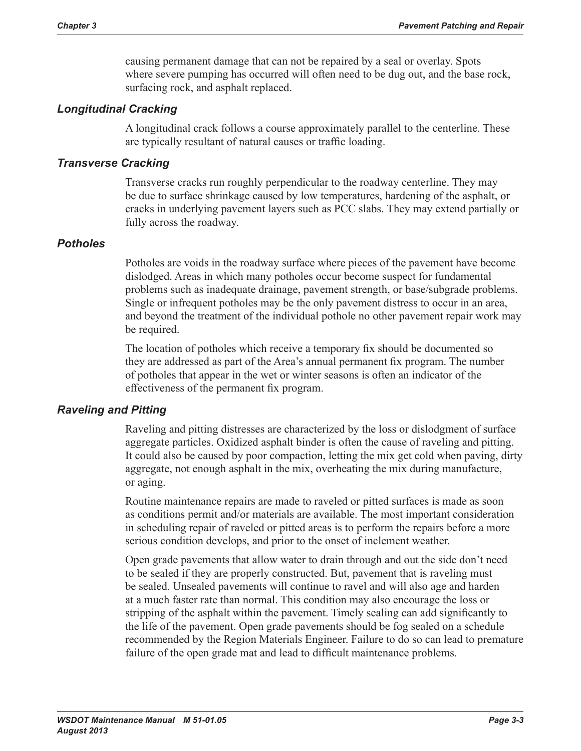causing permanent damage that can not be repaired by a seal or overlay. Spots where severe pumping has occurred will often need to be dug out, and the base rock, surfacing rock, and asphalt replaced.

### *Longitudinal Cracking*

A longitudinal crack follows a course approximately parallel to the centerline. These are typically resultant of natural causes or traffic loading.

### *Transverse Cracking*

Transverse cracks run roughly perpendicular to the roadway centerline. They may be due to surface shrinkage caused by low temperatures, hardening of the asphalt, or cracks in underlying pavement layers such as PCC slabs. They may extend partially or fully across the roadway.

### *Potholes*

Potholes are voids in the roadway surface where pieces of the pavement have become dislodged. Areas in which many potholes occur become suspect for fundamental problems such as inadequate drainage, pavement strength, or base/subgrade problems. Single or infrequent potholes may be the only pavement distress to occur in an area, and beyond the treatment of the individual pothole no other pavement repair work may be required.

The location of potholes which receive a temporary fix should be documented so they are addressed as part of the Area's annual permanent fix program. The number of potholes that appear in the wet or winter seasons is often an indicator of the effectiveness of the permanent fix program.

### *Raveling and Pitting*

Raveling and pitting distresses are characterized by the loss or dislodgment of surface aggregate particles. Oxidized asphalt binder is often the cause of raveling and pitting. It could also be caused by poor compaction, letting the mix get cold when paving, dirty aggregate, not enough asphalt in the mix, overheating the mix during manufacture, or aging.

Routine maintenance repairs are made to raveled or pitted surfaces is made as soon as conditions permit and/or materials are available. The most important consideration in scheduling repair of raveled or pitted areas is to perform the repairs before a more serious condition develops, and prior to the onset of inclement weather.

Open grade pavements that allow water to drain through and out the side don't need to be sealed if they are properly constructed. But, pavement that is raveling must be sealed. Unsealed pavements will continue to ravel and will also age and harden at a much faster rate than normal. This condition may also encourage the loss or stripping of the asphalt within the pavement. Timely sealing can add significantly to the life of the pavement. Open grade pavements should be fog sealed on a schedule recommended by the Region Materials Engineer. Failure to do so can lead to premature failure of the open grade mat and lead to difficult maintenance problems.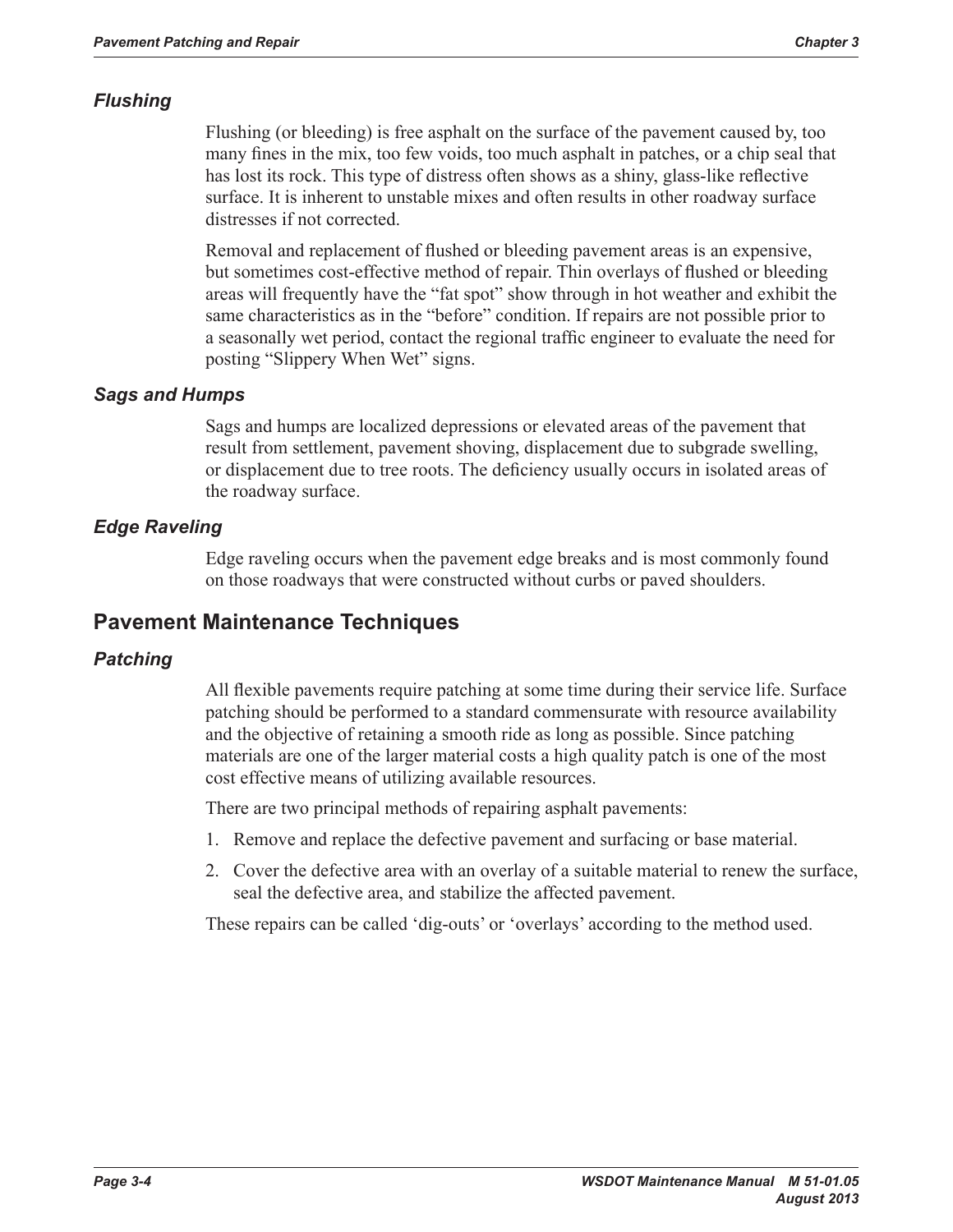### *Flushing*

Flushing (or bleeding) is free asphalt on the surface of the pavement caused by, too many fines in the mix, too few voids, too much asphalt in patches, or a chip seal that has lost its rock. This type of distress often shows as a shiny, glass-like reflective surface. It is inherent to unstable mixes and often results in other roadway surface distresses if not corrected.

Removal and replacement of flushed or bleeding pavement areas is an expensive, but sometimes cost-effective method of repair. Thin overlays of flushed or bleeding areas will frequently have the "fat spot" show through in hot weather and exhibit the same characteristics as in the "before" condition. If repairs are not possible prior to a seasonally wet period, contact the regional traffic engineer to evaluate the need for posting "Slippery When Wet" signs.

### *Sags and Humps*

Sags and humps are localized depressions or elevated areas of the pavement that result from settlement, pavement shoving, displacement due to subgrade swelling, or displacement due to tree roots. The deficiency usually occurs in isolated areas of the roadway surface.

### *Edge Raveling*

Edge raveling occurs when the pavement edge breaks and is most commonly found on those roadways that were constructed without curbs or paved shoulders.

## Pavement Maintenance Techniques

### *Patching*

All flexible pavements require patching at some time during their service life. Surface patching should be performed to a standard commensurate with resource availability and the objective of retaining a smooth ride as long as possible. Since patching materials are one of the larger material costs a high quality patch is one of the most cost effective means of utilizing available resources.

There are two principal methods of repairing asphalt pavements:

1. Remove and replace the defective pavement and surfacing or base material.
2. Cover the defective area with an overlay of a suitable material to renew the surface, seal the defective area, and stabilize the affected pavement.

These repairs can be called 'dig-outs' or 'overlays' according to the method used.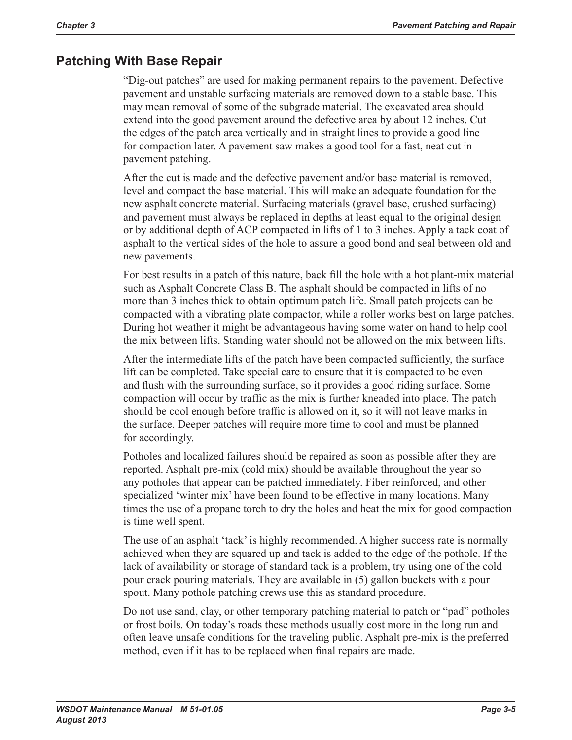## Patching With Base Repair

"Dig-out patches" are used for making permanent repairs to the pavement. Defective pavement and unstable surfacing materials are removed down to a stable base. This may mean removal of some of the subgrade material. The excavated area should extend into the good pavement around the defective area by about 12 inches. Cut the edges of the patch area vertically and in straight lines to provide a good line for compaction later. A pavement saw makes a good tool for a fast, neat cut in pavement patching.

After the cut is made and the defective pavement and/or base material is removed, level and compact the base material. This will make an adequate foundation for the new asphalt concrete material. Surfacing materials (gravel base, crushed surfacing) and pavement must always be replaced in depths at least equal to the original design or by additional depth of ACP compacted in lifts of 1 to 3 inches. Apply a tack coat of asphalt to the vertical sides of the hole to assure a good bond and seal between old and new pavements.

For best results in a patch of this nature, back fill the hole with a hot plant-mix material such as Asphalt Concrete Class B. The asphalt should be compacted in lifts of no more than 3 inches thick to obtain optimum patch life. Small patch projects can be compacted with a vibrating plate compactor, while a roller works best on large patches. During hot weather it might be advantageous having some water on hand to help cool the mix between lifts. Standing water should not be allowed on the mix between lifts.

After the intermediate lifts of the patch have been compacted sufficiently, the surface lift can be completed. Take special care to ensure that it is compacted to be even and flush with the surrounding surface, so it provides a good riding surface. Some compaction will occur by traffic as the mix is further kneaded into place. The patch should be cool enough before traffic is allowed on it, so it will not leave marks in the surface. Deeper patches will require more time to cool and must be planned for accordingly.

Potholes and localized failures should be repaired as soon as possible after they are reported. Asphalt pre-mix (cold mix) should be available throughout the year so any potholes that appear can be patched immediately. Fiber reinforced, and other specialized 'winter mix' have been found to be effective in many locations. Many times the use of a propane torch to dry the holes and heat the mix for good compaction is time well spent.

The use of an asphalt 'tack' is highly recommended. A higher success rate is normally achieved when they are squared up and tack is added to the edge of the pothole. If the lack of availability or storage of standard tack is a problem, try using one of the cold pour crack pouring materials. They are available in (5) gallon buckets with a pour spout. Many pothole patching crews use this as standard procedure.

Do not use sand, clay, or other temporary patching material to patch or "pad" potholes or frost boils. On today's roads these methods usually cost more in the long run and often leave unsafe conditions for the traveling public. Asphalt pre-mix is the preferred method, even if it has to be replaced when final repairs are made.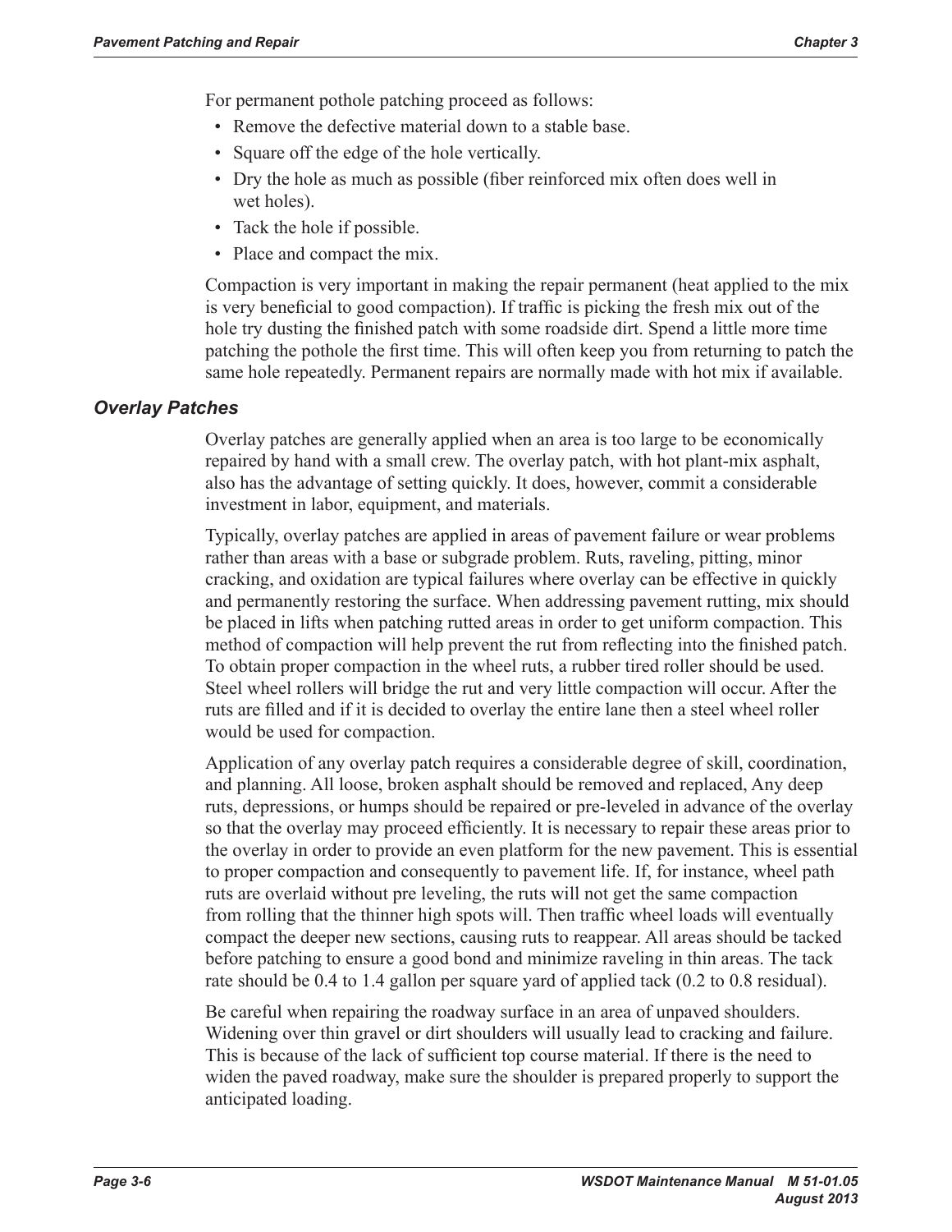For permanent pothole patching proceed as follows:

- Remove the defective material down to a stable base.
- Square off the edge of the hole vertically.
- Dry the hole as much as possible (fiber reinforced mix often does well in wet holes).
- Tack the hole if possible.
- Place and compact the mix.

Compaction is very important in making the repair permanent (heat applied to the mix is very beneficial to good compaction). If traffic is picking the fresh mix out of the hole try dusting the finished patch with some roadside dirt. Spend a little more time patching the pothole the first time. This will often keep you from returning to patch the same hole repeatedly. Permanent repairs are normally made with hot mix if available.

### *Overlay Patches*

Overlay patches are generally applied when an area is too large to be economically repaired by hand with a small crew. The overlay patch, with hot plant-mix asphalt, also has the advantage of setting quickly. It does, however, commit a considerable investment in labor, equipment, and materials.

Typically, overlay patches are applied in areas of pavement failure or wear problems rather than areas with a base or subgrade problem. Ruts, raveling, pitting, minor cracking, and oxidation are typical failures where overlay can be effective in quickly and permanently restoring the surface. When addressing pavement rutting, mix should be placed in lifts when patching rutted areas in order to get uniform compaction. This method of compaction will help prevent the rut from reflecting into the finished patch. To obtain proper compaction in the wheel ruts, a rubber tired roller should be used. Steel wheel rollers will bridge the rut and very little compaction will occur. After the ruts are filled and if it is decided to overlay the entire lane then a steel wheel roller would be used for compaction.

Application of any overlay patch requires a considerable degree of skill, coordination, and planning. All loose, broken asphalt should be removed and replaced, Any deep ruts, depressions, or humps should be repaired or pre-leveled in advance of the overlay so that the overlay may proceed efficiently. It is necessary to repair these areas prior to the overlay in order to provide an even platform for the new pavement. This is essential to proper compaction and consequently to pavement life. If, for instance, wheel path ruts are overlaid without pre leveling, the ruts will not get the same compaction from rolling that the thinner high spots will. Then traffic wheel loads will eventually compact the deeper new sections, causing ruts to reappear. All areas should be tacked before patching to ensure a good bond and minimize raveling in thin areas. The tack rate should be 0.4 to 1.4 gallon per square yard of applied tack (0.2 to 0.8 residual).

Be careful when repairing the roadway surface in an area of unpaved shoulders. Widening over thin gravel or dirt shoulders will usually lead to cracking and failure. This is because of the lack of sufficient top course material. If there is the need to widen the paved roadway, make sure the shoulder is prepared properly to support the anticipated loading.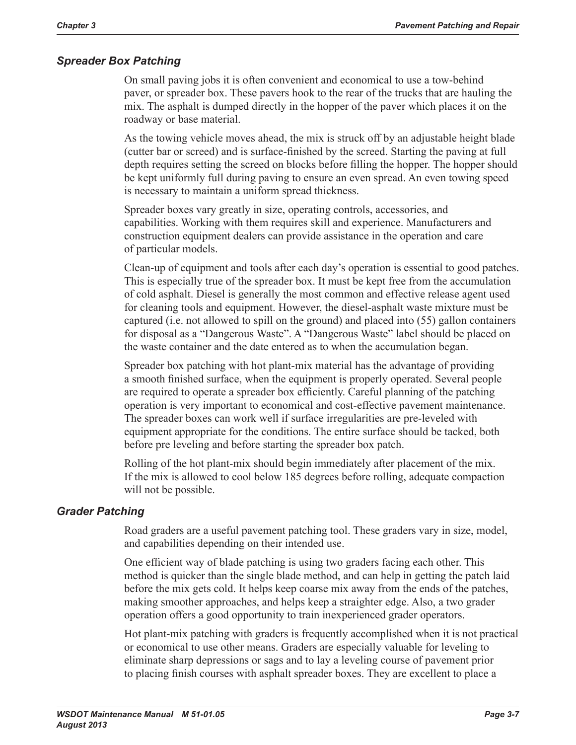### *Spreader Box Patching*

On small paving jobs it is often convenient and economical to use a tow-behind paver, or spreader box. These pavers hook to the rear of the trucks that are hauling the mix. The asphalt is dumped directly in the hopper of the paver which places it on the roadway or base material.

As the towing vehicle moves ahead, the mix is struck off by an adjustable height blade (cutter bar or screed) and is surface-finished by the screed. Starting the paving at full depth requires setting the screed on blocks before filling the hopper. The hopper should be kept uniformly full during paving to ensure an even spread. An even towing speed is necessary to maintain a uniform spread thickness.

Spreader boxes vary greatly in size, operating controls, accessories, and capabilities. Working with them requires skill and experience. Manufacturers and construction equipment dealers can provide assistance in the operation and care of particular models.

Clean-up of equipment and tools after each day's operation is essential to good patches. This is especially true of the spreader box. It must be kept free from the accumulation of cold asphalt. Diesel is generally the most common and effective release agent used for cleaning tools and equipment. However, the diesel-asphalt waste mixture must be captured (i.e. not allowed to spill on the ground) and placed into (55) gallon containers for disposal as a "Dangerous Waste". A "Dangerous Waste" label should be placed on the waste container and the date entered as to when the accumulation began.

Spreader box patching with hot plant-mix material has the advantage of providing a smooth finished surface, when the equipment is properly operated. Several people are required to operate a spreader box efficiently. Careful planning of the patching operation is very important to economical and cost-effective pavement maintenance. The spreader boxes can work well if surface irregularities are pre-leveled with equipment appropriate for the conditions. The entire surface should be tacked, both before pre leveling and before starting the spreader box patch.

Rolling of the hot plant-mix should begin immediately after placement of the mix. If the mix is allowed to cool below 185 degrees before rolling, adequate compaction will not be possible.

### *Grader Patching*

Road graders are a useful pavement patching tool. These graders vary in size, model, and capabilities depending on their intended use.

One efficient way of blade patching is using two graders facing each other. This method is quicker than the single blade method, and can help in getting the patch laid before the mix gets cold. It helps keep coarse mix away from the ends of the patches, making smoother approaches, and helps keep a straighter edge. Also, a two grader operation offers a good opportunity to train inexperienced grader operators.

Hot plant-mix patching with graders is frequently accomplished when it is not practical or economical to use other means. Graders are especially valuable for leveling to eliminate sharp depressions or sags and to lay a leveling course of pavement prior to placing finish courses with asphalt spreader boxes. They are excellent to place a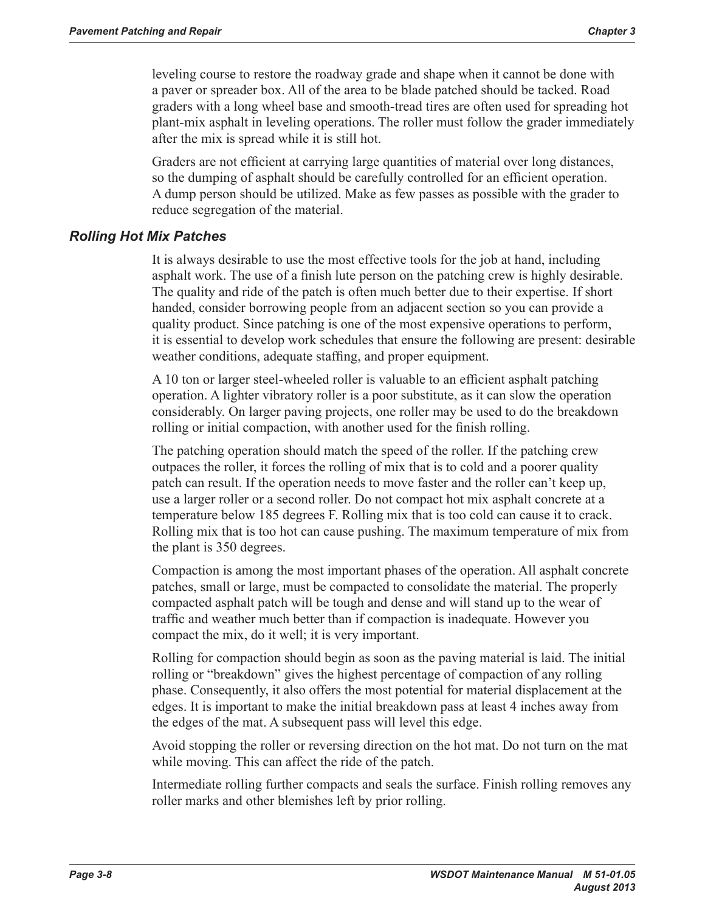leveling course to restore the roadway grade and shape when it cannot be done with a paver or spreader box. All of the area to be blade patched should be tacked. Road graders with a long wheel base and smooth-tread tires are often used for spreading hot plant-mix asphalt in leveling operations. The roller must follow the grader immediately after the mix is spread while it is still hot.

Graders are not efficient at carrying large quantities of material over long distances, so the dumping of asphalt should be carefully controlled for an efficient operation. A dump person should be utilized. Make as few passes as possible with the grader to reduce segregation of the material.

### *Rolling Hot Mix Patches*

It is always desirable to use the most effective tools for the job at hand, including asphalt work. The use of a finish lute person on the patching crew is highly desirable. The quality and ride of the patch is often much better due to their expertise. If short handed, consider borrowing people from an adjacent section so you can provide a quality product. Since patching is one of the most expensive operations to perform, it is essential to develop work schedules that ensure the following are present: desirable weather conditions, adequate staffing, and proper equipment.

A 10 ton or larger steel-wheeled roller is valuable to an efficient asphalt patching operation. A lighter vibratory roller is a poor substitute, as it can slow the operation considerably. On larger paving projects, one roller may be used to do the breakdown rolling or initial compaction, with another used for the finish rolling.

The patching operation should match the speed of the roller. If the patching crew outpaces the roller, it forces the rolling of mix that is to cold and a poorer quality patch can result. If the operation needs to move faster and the roller can't keep up, use a larger roller or a second roller. Do not compact hot mix asphalt concrete at a temperature below 185 degrees F. Rolling mix that is too cold can cause it to crack. Rolling mix that is too hot can cause pushing. The maximum temperature of mix from the plant is 350 degrees.

Compaction is among the most important phases of the operation. All asphalt concrete patches, small or large, must be compacted to consolidate the material. The properly compacted asphalt patch will be tough and dense and will stand up to the wear of traffic and weather much better than if compaction is inadequate. However you compact the mix, do it well; it is very important.

Rolling for compaction should begin as soon as the paving material is laid. The initial rolling or "breakdown" gives the highest percentage of compaction of any rolling phase. Consequently, it also offers the most potential for material displacement at the edges. It is important to make the initial breakdown pass at least 4 inches away from the edges of the mat. A subsequent pass will level this edge.

Avoid stopping the roller or reversing direction on the hot mat. Do not turn on the mat while moving. This can affect the ride of the patch.

Intermediate rolling further compacts and seals the surface. Finish rolling removes any roller marks and other blemishes left by prior rolling.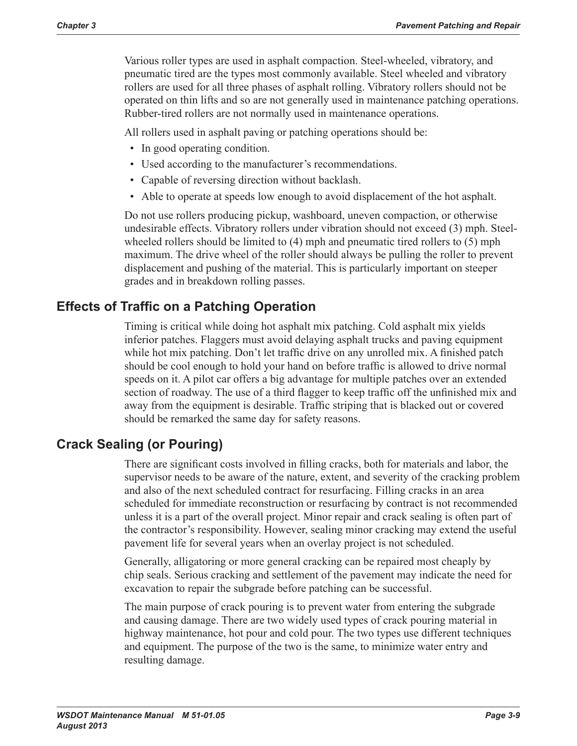Various roller types are used in asphalt compaction. Steel-wheeled, vibratory, and pneumatic tired are the types most commonly available. Steel wheeled and vibratory rollers are used for all three phases of asphalt rolling. Vibratory rollers should not be operated on thin lifts and so are not generally used in maintenance patching operations. Rubber-tired rollers are not normally used in maintenance operations.

All rollers used in asphalt paving or patching operations should be:

- In good operating condition.
- Used according to the manufacturer's recommendations.
- Capable of reversing direction without backlash.
- Able to operate at speeds low enough to avoid displacement of the hot asphalt.

Do not use rollers producing pickup, washboard, uneven compaction, or otherwise undesirable effects. Vibratory rollers under vibration should not exceed (3) mph. Steel-wheeled rollers should be limited to (4) mph and pneumatic tired rollers to (5) mph maximum. The drive wheel of the roller should always be pulling the roller to prevent displacement and pushing of the material. This is particularly important on steeper grades and in breakdown rolling passes.

## Effects of Traffic on a Patching Operation

Timing is critical while doing hot asphalt mix patching. Cold asphalt mix yields inferior patches. Flaggers must avoid delaying asphalt trucks and paving equipment while hot mix patching. Don't let traffic drive on any unrolled mix. A finished patch should be cool enough to hold your hand on before traffic is allowed to drive normal speeds on it. A pilot car offers a big advantage for multiple patches over an extended section of roadway. The use of a third flagger to keep traffic off the unfinished mix and away from the equipment is desirable. Traffic striping that is blacked out or covered should be remarked the same day for safety reasons.

## Crack Sealing (or Pouring)

There are significant costs involved in filling cracks, both for materials and labor, the supervisor needs to be aware of the nature, extent, and severity of the cracking problem and also of the next scheduled contract for resurfacing. Filling cracks in an area scheduled for immediate reconstruction or resurfacing by contract is not recommended unless it is a part of the overall project. Minor repair and crack sealing is often part of the contractor's responsibility. However, sealing minor cracking may extend the useful pavement life for several years when an overlay project is not scheduled.

Generally, alligatoring or more general cracking can be repaired most cheaply by chip seals. Serious cracking and settlement of the pavement may indicate the need for excavation to repair the subgrade before patching can be successful.

The main purpose of crack pouring is to prevent water from entering the subgrade and causing damage. There are two widely used types of crack pouring material in highway maintenance, hot pour and cold pour. The two types use different techniques and equipment. The purpose of the two is the same, to minimize water entry and resulting damage.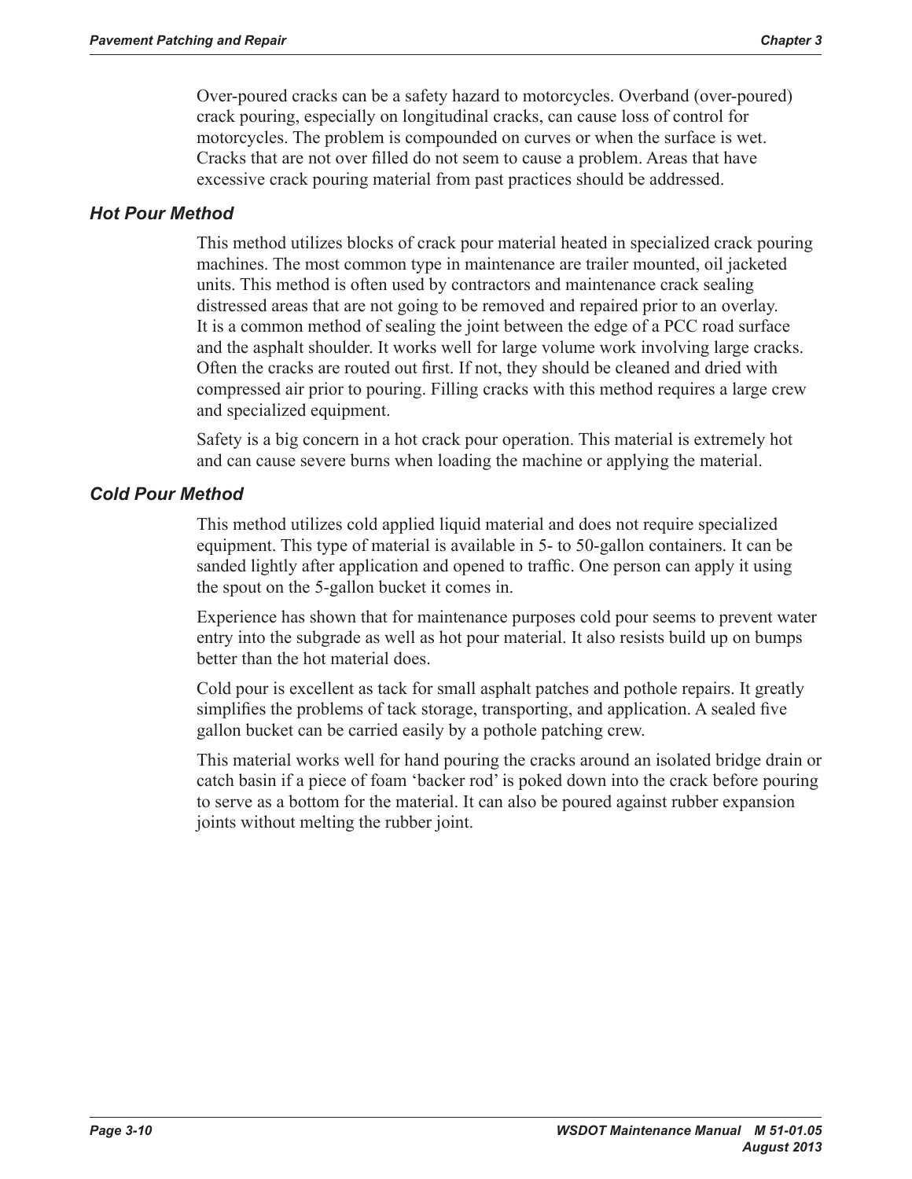Over-poured cracks can be a safety hazard to motorcycles. Overband (over-poured) crack pouring, especially on longitudinal cracks, can cause loss of control for motorcycles. The problem is compounded on curves or when the surface is wet. Cracks that are not over filled do not seem to cause a problem. Areas that have excessive crack pouring material from past practices should be addressed.

### *Hot Pour Method*

This method utilizes blocks of crack pour material heated in specialized crack pouring machines. The most common type in maintenance are trailer mounted, oil jacketed units. This method is often used by contractors and maintenance crack sealing distressed areas that are not going to be removed and repaired prior to an overlay. It is a common method of sealing the joint between the edge of a PCC road surface and the asphalt shoulder. It works well for large volume work involving large cracks. Often the cracks are routed out first. If not, they should be cleaned and dried with compressed air prior to pouring. Filling cracks with this method requires a large crew and specialized equipment.

Safety is a big concern in a hot crack pour operation. This material is extremely hot and can cause severe burns when loading the machine or applying the material.

### *Cold Pour Method*

This method utilizes cold applied liquid material and does not require specialized equipment. This type of material is available in 5- to 50-gallon containers. It can be sanded lightly after application and opened to traffic. One person can apply it using the spout on the 5-gallon bucket it comes in.

Experience has shown that for maintenance purposes cold pour seems to prevent water entry into the subgrade as well as hot pour material. It also resists build up on bumps better than the hot material does.

Cold pour is excellent as tack for small asphalt patches and pothole repairs. It greatly simplifies the problems of tack storage, transporting, and application. A sealed five gallon bucket can be carried easily by a pothole patching crew.

This material works well for hand pouring the cracks around an isolated bridge drain or catch basin if a piece of foam 'backer rod' is poked down into the crack before pouring to serve as a bottom for the material. It can also be poured against rubber expansion joints without melting the rubber joint.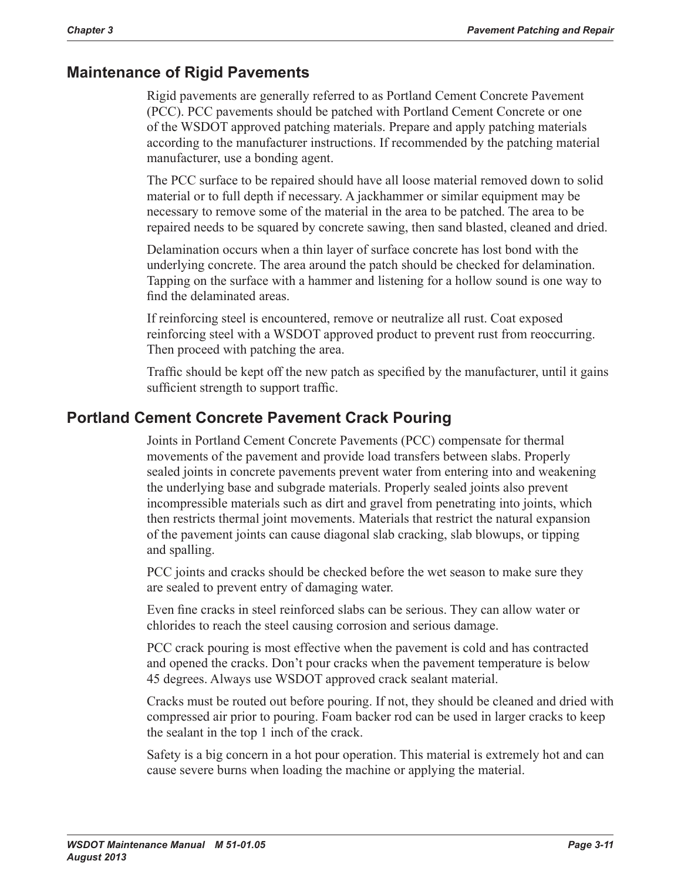## Maintenance of Rigid Pavements

Rigid pavements are generally referred to as Portland Cement Concrete Pavement (PCC). PCC pavements should be patched with Portland Cement Concrete or one of the WSDOT approved patching materials. Prepare and apply patching materials according to the manufacturer instructions. If recommended by the patching material manufacturer, use a bonding agent.

The PCC surface to be repaired should have all loose material removed down to solid material or to full depth if necessary. A jackhammer or similar equipment may be necessary to remove some of the material in the area to be patched. The area to be repaired needs to be squared by concrete sawing, then sand blasted, cleaned and dried.

Delamination occurs when a thin layer of surface concrete has lost bond with the underlying concrete. The area around the patch should be checked for delamination. Tapping on the surface with a hammer and listening for a hollow sound is one way to find the delaminated areas.

If reinforcing steel is encountered, remove or neutralize all rust. Coat exposed reinforcing steel with a WSDOT approved product to prevent rust from reoccurring. Then proceed with patching the area.

Traffic should be kept off the new patch as specified by the manufacturer, until it gains sufficient strength to support traffic.

## Portland Cement Concrete Pavement Crack Pouring

Joints in Portland Cement Concrete Pavements (PCC) compensate for thermal movements of the pavement and provide load transfers between slabs. Properly sealed joints in concrete pavements prevent water from entering into and weakening the underlying base and subgrade materials. Properly sealed joints also prevent incompressible materials such as dirt and gravel from penetrating into joints, which then restricts thermal joint movements. Materials that restrict the natural expansion of the pavement joints can cause diagonal slab cracking, slab blowups, or tipping and spalling.

PCC joints and cracks should be checked before the wet season to make sure they are sealed to prevent entry of damaging water.

Even fine cracks in steel reinforced slabs can be serious. They can allow water or chlorides to reach the steel causing corrosion and serious damage.

PCC crack pouring is most effective when the pavement is cold and has contracted and opened the cracks. Don't pour cracks when the pavement temperature is below 45 degrees. Always use WSDOT approved crack sealant material.

Cracks must be routed out before pouring. If not, they should be cleaned and dried with compressed air prior to pouring. Foam backer rod can be used in larger cracks to keep the sealant in the top 1 inch of the crack.

Safety is a big concern in a hot pour operation. This material is extremely hot and can cause severe burns when loading the machine or applying the material.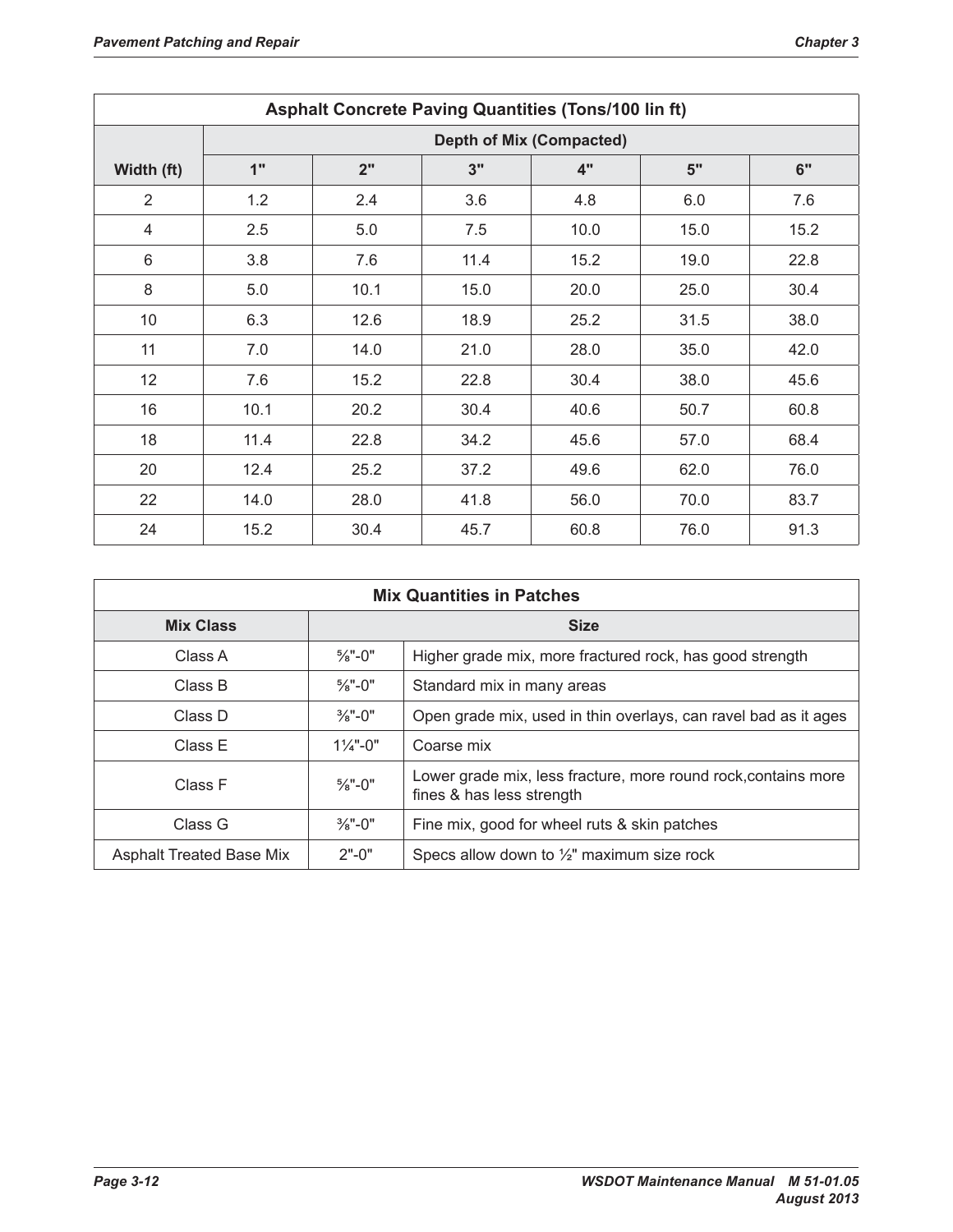| Asphalt Concrete Paving Quantities (Tons/100 lin ft) | | | | | | |
|---|---|---|---|---|---|---|
| | Depth of Mix (Compacted) | | | | | |
| Width (ft) | 1" | 2" | 3" | 4" | 5" | 6" |
| 2 | 1.2 | 2.4 | 3.6 | 4.8 | 6.0 | 7.6 |
| 4 | 2.5 | 5.0 | 7.5 | 10.0 | 15.0 | 15.2 |
| 6 | 3.8 | 7.6 | 11.4 | 15.2 | 19.0 | 22.8 |
| 8 | 5.0 | 10.1 | 15.0 | 20.0 | 25.0 | 30.4 |
| 10 | 6.3 | 12.6 | 18.9 | 25.2 | 31.5 | 38.0 |
| 11 | 7.0 | 14.0 | 21.0 | 28.0 | 35.0 | 42.0 |
| 12 | 7.6 | 15.2 | 22.8 | 30.4 | 38.0 | 45.6 |
| 16 | 10.1 | 20.2 | 30.4 | 40.6 | 50.7 | 60.8 |
| 18 | 11.4 | 22.8 | 34.2 | 45.6 | 57.0 | 68.4 |
| 20 | 12.4 | 25.2 | 37.2 | 49.6 | 62.0 | 76.0 |
| 22 | 14.0 | 28.0 | 41.8 | 56.0 | 70.0 | 83.7 |
| 24 | 15.2 | 30.4 | 45.7 | 60.8 | 76.0 | 91.3 |

| Mix Quantities in Patches | | |
|---|---|---|
| Mix Class | Size | |
| Class A | ⅝"-0" | Higher grade mix, more fractured rock, has good strength |
| Class B | ⅝"-0" | Standard mix in many areas |
| Class D | ⅜"-0" | Open grade mix, used in thin overlays, can ravel bad as it ages |
| Class E | 1¼"-0" | Coarse mix |
| Class F | ⅝"-0" | Lower grade mix, less fracture, more round rock,contains more fines & has less strength |
| Class G | ⅜"-0" | Fine mix, good for wheel ruts & skin patches |
| Asphalt Treated Base Mix | 2"-0" | Specs allow down to ½" maximum size rock |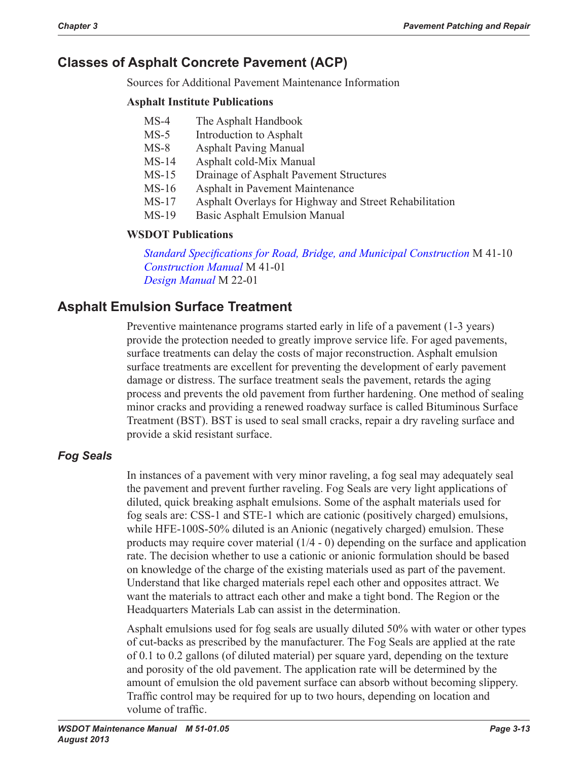## Classes of Asphalt Concrete Pavement (ACP)

Sources for Additional Pavement Maintenance Information

**Asphalt Institute Publications**

| | |
|---|---|
| MS-4 | The Asphalt Handbook |
| MS-5 | Introduction to Asphalt |
| MS-8 | Asphalt Paving Manual |
| MS-14 | Asphalt cold-Mix Manual |
| MS-15 | Drainage of Asphalt Pavement Structures |
| MS-16 | Asphalt in Pavement Maintenance |
| MS-17 | Asphalt Overlays for Highway and Street Rehabilitation |
| MS-19 | Basic Asphalt Emulsion Manual |

**WSDOT Publications**

*Standard Specifications for Road, Bridge, and Municipal Construction* M 41-10
*Construction Manual* M 41-01
*Design Manual* M 22-01

## Asphalt Emulsion Surface Treatment

Preventive maintenance programs started early in life of a pavement (1-3 years) provide the protection needed to greatly improve service life. For aged pavements, surface treatments can delay the costs of major reconstruction. Asphalt emulsion surface treatments are excellent for preventing the development of early pavement damage or distress. The surface treatment seals the pavement, retards the aging process and prevents the old pavement from further hardening. One method of sealing minor cracks and providing a renewed roadway surface is called Bituminous Surface Treatment (BST). BST is used to seal small cracks, repair a dry raveling surface and provide a skid resistant surface.

### *Fog Seals*

In instances of a pavement with very minor raveling, a fog seal may adequately seal the pavement and prevent further raveling. Fog Seals are very light applications of diluted, quick breaking asphalt emulsions. Some of the asphalt materials used for fog seals are: CSS-1 and STE-1 which are cationic (positively charged) emulsions, while HFE-100S-50% diluted is an Anionic (negatively charged) emulsion. These products may require cover material (1/4 - 0) depending on the surface and application rate. The decision whether to use a cationic or anionic formulation should be based on knowledge of the charge of the existing materials used as part of the pavement. Understand that like charged materials repel each other and opposites attract. We want the materials to attract each other and make a tight bond. The Region or the Headquarters Materials Lab can assist in the determination.

Asphalt emulsions used for fog seals are usually diluted 50% with water or other types of cut-backs as prescribed by the manufacturer. The Fog Seals are applied at the rate of 0.1 to 0.2 gallons (of diluted material) per square yard, depending on the texture and porosity of the old pavement. The application rate will be determined by the amount of emulsion the old pavement surface can absorb without becoming slippery. Traffic control may be required for up to two hours, depending on location and volume of traffic.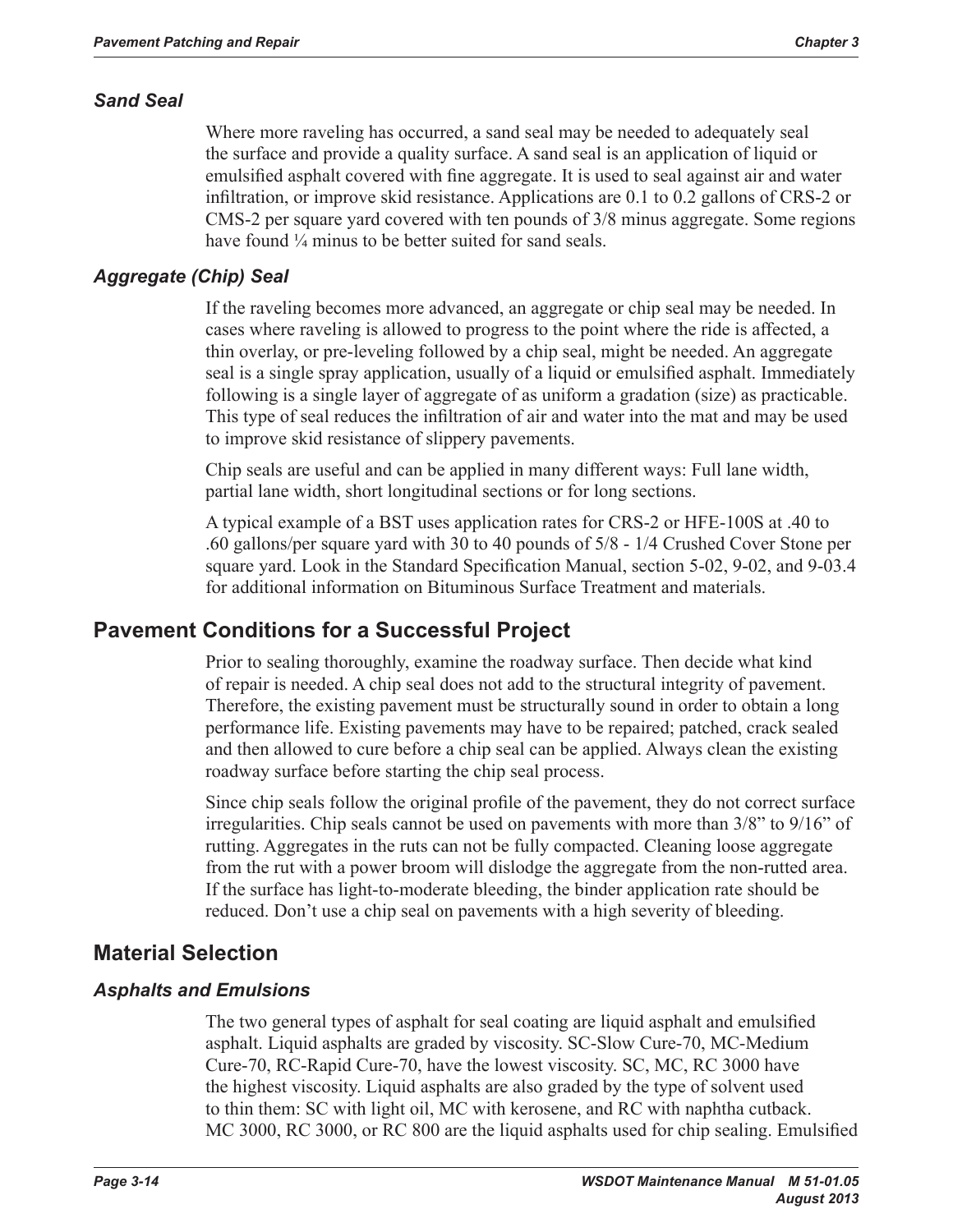### *Sand Seal*

Where more raveling has occurred, a sand seal may be needed to adequately seal the surface and provide a quality surface. A sand seal is an application of liquid or emulsified asphalt covered with fine aggregate. It is used to seal against air and water infiltration, or improve skid resistance. Applications are 0.1 to 0.2 gallons of CRS-2 or CMS-2 per square yard covered with ten pounds of 3/8 minus aggregate. Some regions have found ¼ minus to be better suited for sand seals.

### *Aggregate (Chip) Seal*

If the raveling becomes more advanced, an aggregate or chip seal may be needed. In cases where raveling is allowed to progress to the point where the ride is affected, a thin overlay, or pre-leveling followed by a chip seal, might be needed. An aggregate seal is a single spray application, usually of a liquid or emulsified asphalt. Immediately following is a single layer of aggregate of as uniform a gradation (size) as practicable. This type of seal reduces the infiltration of air and water into the mat and may be used to improve skid resistance of slippery pavements.

Chip seals are useful and can be applied in many different ways: Full lane width, partial lane width, short longitudinal sections or for long sections.

A typical example of a BST uses application rates for CRS-2 or HFE-100S at .40 to .60 gallons/per square yard with 30 to 40 pounds of 5/8 - 1/4 Crushed Cover Stone per square yard. Look in the Standard Specification Manual, section 5-02, 9-02, and 9-03.4 for additional information on Bituminous Surface Treatment and materials.

## Pavement Conditions for a Successful Project

Prior to sealing thoroughly, examine the roadway surface. Then decide what kind of repair is needed. A chip seal does not add to the structural integrity of pavement. Therefore, the existing pavement must be structurally sound in order to obtain a long performance life. Existing pavements may have to be repaired; patched, crack sealed and then allowed to cure before a chip seal can be applied. Always clean the existing roadway surface before starting the chip seal process.

Since chip seals follow the original profile of the pavement, they do not correct surface irregularities. Chip seals cannot be used on pavements with more than 3/8" to 9/16" of rutting. Aggregates in the ruts can not be fully compacted. Cleaning loose aggregate from the rut with a power broom will dislodge the aggregate from the non-rutted area. If the surface has light-to-moderate bleeding, the binder application rate should be reduced. Don't use a chip seal on pavements with a high severity of bleeding.

## Material Selection

### *Asphalts and Emulsions*

The two general types of asphalt for seal coating are liquid asphalt and emulsified asphalt. Liquid asphalts are graded by viscosity. SC-Slow Cure-70, MC-Medium Cure-70, RC-Rapid Cure-70, have the lowest viscosity. SC, MC, RC 3000 have the highest viscosity. Liquid asphalts are also graded by the type of solvent used to thin them: SC with light oil, MC with kerosene, and RC with naphtha cutback. MC 3000, RC 3000, or RC 800 are the liquid asphalts used for chip sealing. Emulsified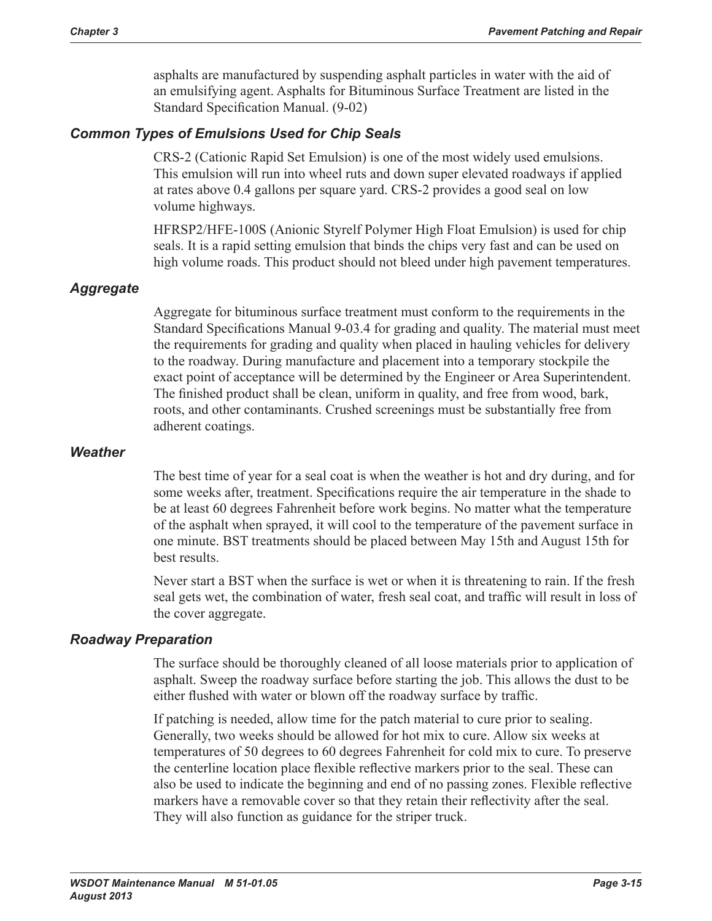asphalts are manufactured by suspending asphalt particles in water with the aid of an emulsifying agent. Asphalts for Bituminous Surface Treatment are listed in the Standard Specification Manual. (9-02)

### *Common Types of Emulsions Used for Chip Seals*

CRS-2 (Cationic Rapid Set Emulsion) is one of the most widely used emulsions. This emulsion will run into wheel ruts and down super elevated roadways if applied at rates above 0.4 gallons per square yard. CRS-2 provides a good seal on low volume highways.

HFRSP2/HFE-100S (Anionic Styrelf Polymer High Float Emulsion) is used for chip seals. It is a rapid setting emulsion that binds the chips very fast and can be used on high volume roads. This product should not bleed under high pavement temperatures.

### *Aggregate*

Aggregate for bituminous surface treatment must conform to the requirements in the Standard Specifications Manual 9-03.4 for grading and quality. The material must meet the requirements for grading and quality when placed in hauling vehicles for delivery to the roadway. During manufacture and placement into a temporary stockpile the exact point of acceptance will be determined by the Engineer or Area Superintendent. The finished product shall be clean, uniform in quality, and free from wood, bark, roots, and other contaminants. Crushed screenings must be substantially free from adherent coatings.

### *Weather*

The best time of year for a seal coat is when the weather is hot and dry during, and for some weeks after, treatment. Specifications require the air temperature in the shade to be at least 60 degrees Fahrenheit before work begins. No matter what the temperature of the asphalt when sprayed, it will cool to the temperature of the pavement surface in one minute. BST treatments should be placed between May 15th and August 15th for best results.

Never start a BST when the surface is wet or when it is threatening to rain. If the fresh seal gets wet, the combination of water, fresh seal coat, and traffic will result in loss of the cover aggregate.

### *Roadway Preparation*

The surface should be thoroughly cleaned of all loose materials prior to application of asphalt. Sweep the roadway surface before starting the job. This allows the dust to be either flushed with water or blown off the roadway surface by traffic.

If patching is needed, allow time for the patch material to cure prior to sealing. Generally, two weeks should be allowed for hot mix to cure. Allow six weeks at temperatures of 50 degrees to 60 degrees Fahrenheit for cold mix to cure. To preserve the centerline location place flexible reflective markers prior to the seal. These can also be used to indicate the beginning and end of no passing zones. Flexible reflective markers have a removable cover so that they retain their reflectivity after the seal. They will also function as guidance for the striper truck.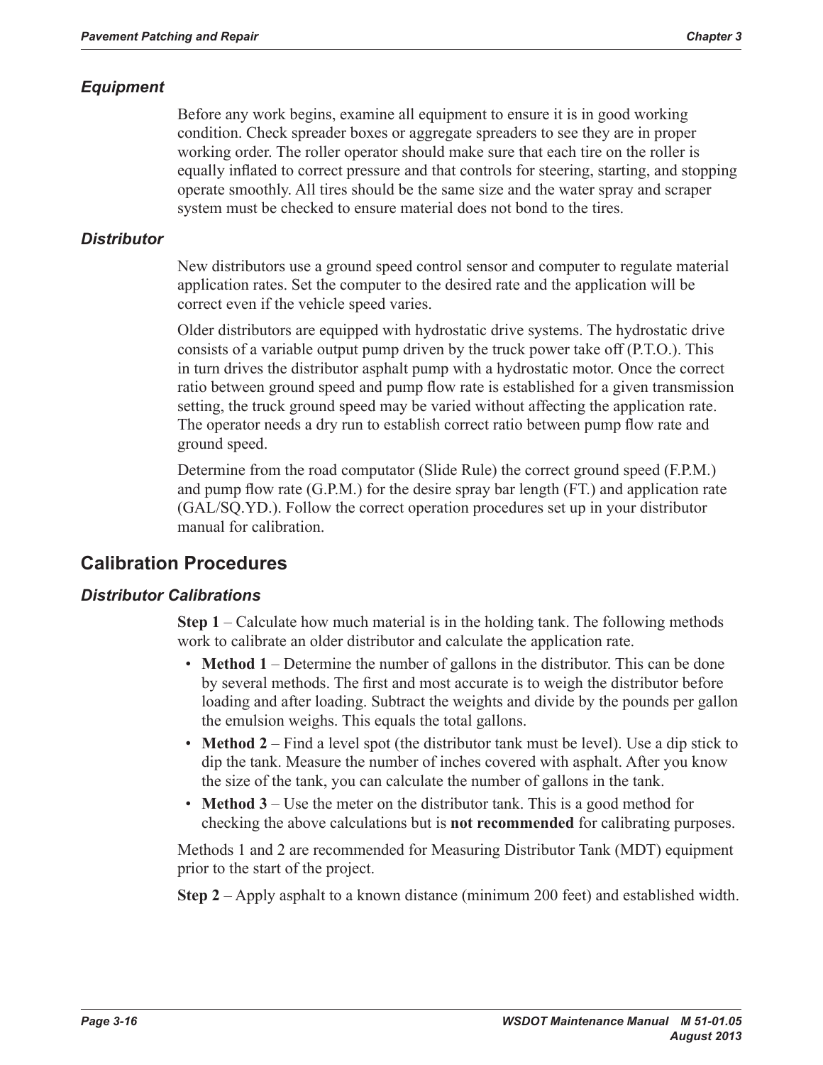### *Equipment*

Before any work begins, examine all equipment to ensure it is in good working condition. Check spreader boxes or aggregate spreaders to see they are in proper working order. The roller operator should make sure that each tire on the roller is equally inflated to correct pressure and that controls for steering, starting, and stopping operate smoothly. All tires should be the same size and the water spray and scraper system must be checked to ensure material does not bond to the tires.

### *Distributor*

New distributors use a ground speed control sensor and computer to regulate material application rates. Set the computer to the desired rate and the application will be correct even if the vehicle speed varies.

Older distributors are equipped with hydrostatic drive systems. The hydrostatic drive consists of a variable output pump driven by the truck power take off (P.T.O.). This in turn drives the distributor asphalt pump with a hydrostatic motor. Once the correct ratio between ground speed and pump flow rate is established for a given transmission setting, the truck ground speed may be varied without affecting the application rate. The operator needs a dry run to establish correct ratio between pump flow rate and ground speed.

Determine from the road computator (Slide Rule) the correct ground speed (F.P.M.) and pump flow rate (G.P.M.) for the desire spray bar length (FT.) and application rate (GAL/SQ.YD.). Follow the correct operation procedures set up in your distributor manual for calibration.

## Calibration Procedures

### *Distributor Calibrations*

**Step 1** – Calculate how much material is in the holding tank. The following methods work to calibrate an older distributor and calculate the application rate.

- **Method 1** – Determine the number of gallons in the distributor. This can be done by several methods. The first and most accurate is to weigh the distributor before loading and after loading. Subtract the weights and divide by the pounds per gallon the emulsion weighs. This equals the total gallons.
- **Method 2** – Find a level spot (the distributor tank must be level). Use a dip stick to dip the tank. Measure the number of inches covered with asphalt. After you know the size of the tank, you can calculate the number of gallons in the tank.
- **Method 3** – Use the meter on the distributor tank. This is a good method for checking the above calculations but is **not recommended** for calibrating purposes.

Methods 1 and 2 are recommended for Measuring Distributor Tank (MDT) equipment prior to the start of the project.

**Step 2** – Apply asphalt to a known distance (minimum 200 feet) and established width.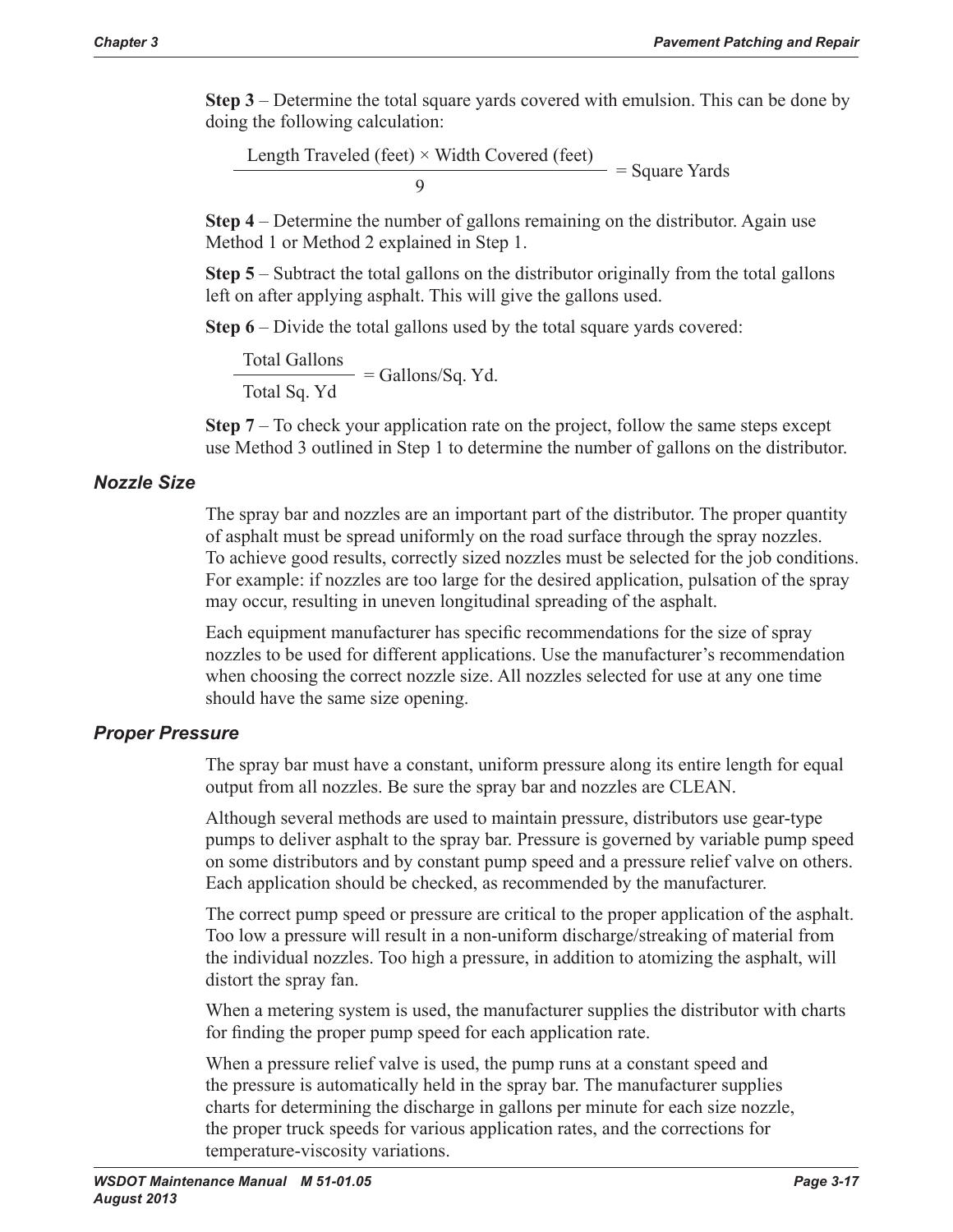**Step 3** – Determine the total square yards covered with emulsion. This can be done by doing the following calculation:

$$\frac{\text{Length Traveled (feet)} \times \text{Width Covered (feet)}}{9} = \text{Square Yards}$$

**Step 4** – Determine the number of gallons remaining on the distributor. Again use Method 1 or Method 2 explained in Step 1.

**Step 5** – Subtract the total gallons on the distributor originally from the total gallons left on after applying asphalt. This will give the gallons used.

**Step 6** – Divide the total gallons used by the total square yards covered:

$$\frac{\text{Total Gallons}}{\text{Total Sq. Yd}} = \text{Gallons/Sq. Yd.}$$

**Step 7** – To check your application rate on the project, follow the same steps except use Method 3 outlined in Step 1 to determine the number of gallons on the distributor.

### *Nozzle Size*

The spray bar and nozzles are an important part of the distributor. The proper quantity of asphalt must be spread uniformly on the road surface through the spray nozzles. To achieve good results, correctly sized nozzles must be selected for the job conditions. For example: if nozzles are too large for the desired application, pulsation of the spray may occur, resulting in uneven longitudinal spreading of the asphalt.

Each equipment manufacturer has specific recommendations for the size of spray nozzles to be used for different applications. Use the manufacturer's recommendation when choosing the correct nozzle size. All nozzles selected for use at any one time should have the same size opening.

### *Proper Pressure*

The spray bar must have a constant, uniform pressure along its entire length for equal output from all nozzles. Be sure the spray bar and nozzles are CLEAN.

Although several methods are used to maintain pressure, distributors use gear-type pumps to deliver asphalt to the spray bar. Pressure is governed by variable pump speed on some distributors and by constant pump speed and a pressure relief valve on others. Each application should be checked, as recommended by the manufacturer.

The correct pump speed or pressure are critical to the proper application of the asphalt. Too low a pressure will result in a non-uniform discharge/streaking of material from the individual nozzles. Too high a pressure, in addition to atomizing the asphalt, will distort the spray fan.

When a metering system is used, the manufacturer supplies the distributor with charts for finding the proper pump speed for each application rate.

When a pressure relief valve is used, the pump runs at a constant speed and the pressure is automatically held in the spray bar. The manufacturer supplies charts for determining the discharge in gallons per minute for each size nozzle, the proper truck speeds for various application rates, and the corrections for temperature-viscosity variations.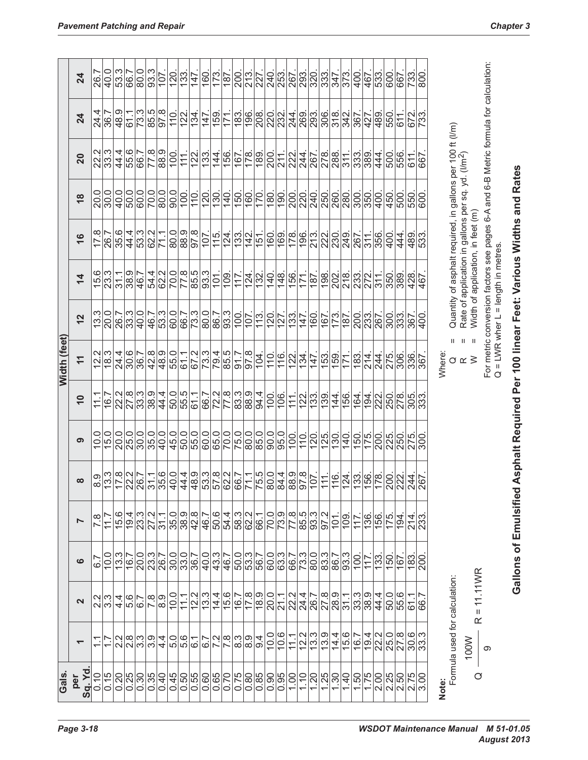| Gals. per Sq. Yd. | Width (feet) | | | | | | | | | | | | | | |
|---|---|---|---|---|---|---|---|---|---|---|---|---|---|---|---|
| | 1 | 2 | 6 | 7 | 8 | 9 | 10 | 11 | 12 | 14 | 16 | 18 | 20 | 24 | 24 |
| 0.10 | 1.1 | 2.2 | 6.7 | 7.8 | 8.9 | 10.0 | 11.1 | 12.2 | 13.3 | 15.6 | 17.8 | 20.0 | 22.2 | 24.4 | 26.7 |
| 0.15 | 1.7 | 3.3 | 10.0 | 11.7 | 13.3 | 15.0 | 16.7 | 18.3 | 20.0 | 23.3 | 26.7 | 30.0 | 33.3 | 36.7 | 40.0 |
| 0.20 | 2.2 | 4.4 | 13.3 | 15.6 | 17.8 | 20.0 | 22.2 | 24.4 | 26.7 | 31.1 | 35.6 | 40.0 | 44.4 | 48.9 | 53.3 |
| 0.25 | 2.8 | 5.6 | 16.7 | 19.4 | 22.2 | 25.0 | 27.8 | 30.6 | 33.3 | 38.9 | 44.4 | 50.0 | 55.6 | 61.1 | 66.7 |
| 0.30 | 3.3 | 6.7 | 20.0 | 23.3 | 26.7 | 30.0 | 33.3 | 36.7 | 40.0 | 46.7 | 53.3 | 60.0 | 66.7 | 73.3 | 80.0 |
| 0.35 | 3.9 | 7.8 | 23.3 | 27.2 | 31.1 | 35.0 | 38.9 | 42.8 | 46.7 | 54.4 | 62.2 | 70.0 | 77.8 | 85.5 | 93.3 |
| 0.40 | 4.4 | 8.9 | 26.7 | 31.1 | 35.6 | 40.0 | 44.4 | 48.9 | 53.3 | 62.2 | 71.1 | 80.0 | 88.9 | 97.8 | 107. |
| 0.45 | 5.0 | 10.0 | 30.0 | 35.0 | 40.0 | 45.0 | 50.0 | 55.0 | 60.0 | 70.0 | 80.0 | 90.0 | 100. | 110. | 120. |
| 0.50 | 5.6 | 11.1 | 33.0 | 38.9 | 44.4 | 50.0 | 55.5 | 61.1 | 66.7 | 77.8 | 88.9 | 100. | 111. | 122. | 133. |
| 0.55 | 6.1 | 12.2 | 36.7 | 42.8 | 48.9 | 55.0 | 61.1 | 67.2 | 73.3 | 85.5 | 97.8 | 110. | 122. | 134. | 147. |
| 0.60 | 6.7 | 13.3 | 40.0 | 46.7 | 53.3 | 60.0 | 66.7 | 73.3 | 80.0 | 93.3 | 107. | 120. | 133. | 147. | 160. |
| 0.65 | 7.2 | 14.4 | 43.3 | 50.6 | 57.8 | 65.0 | 72.2 | 79.4 | 86.7 | 101. | 115. | 130. | 144. | 159. | 173. |
| 0.70 | 7.8 | 15.6 | 46.7 | 54.4 | 62.2 | 70.0 | 77.8 | 85.5 | 93.3 | 109. | 124. | 140. | 156. | 171. | 187. |
| 0.75 | 8.3 | 16.7 | 50.0 | 58.3 | 66.7 | 75.0 | 83.3 | 91.7 | 100. | 117. | 133. | 150. | 167. | 183. | 200. |
| 0.80 | 8.9 | 17.8 | 53.3 | 62.2 | 71.1 | 80.0 | 88.9 | 97.8 | 107. | 124. | 142. | 160. | 178. | 196. | 213. |
| 0.85 | 9.4 | 18.9 | 56.7 | 66.1 | 75.5 | 85.0 | 94.4 | 104. | 113. | 132. | 151. | 170. | 189. | 208. | 227. |
| 0.90 | 10.0 | 20.0 | 60.0 | 70.0 | 80.0 | 90.0 | 100. | 110. | 120. | 140. | 160. | 180. | 200. | 220. | 240. |
| 0.95 | 10.6 | 21.1 | 63.3 | 73.9 | 84.4 | 95.0 | 106. | 116. | 127. | 148. | 169. | 190. | 211. | 232. | 253. |
| 1.00 | 11.1 | 22.2 | 66.7 | 77.8 | 88.9 | 100. | 111. | 122. | 133. | 156. | 178. | 200. | 222. | 244. | 267. |
| 1.10 | 12.2 | 24.4 | 73.3 | 85.5 | 97.8 | 110. | 122. | 134. | 147. | 171. | 196. | 220. | 244. | 269. | 293. |
| 1.20 | 13.3 | 26.7 | 80.0 | 93.3 | 107. | 120. | 133. | 147. | 160. | 187. | 213. | 240. | 267. | 293. | 320. |
| 1.25 | 13.9 | 27.8 | 83.3 | 97.2 | 111. | 125. | 139. | 153. | 167. | 198. | 222. | 250. | 278. | 306. | 333. |
| 1.30 | 14.4 | 28.9 | 86.7 | 101. | 116. | 130. | 144. | 159. | 173. | 202. | 230. | 260. | 288. | 318. | 347. |
| 1.40 | 15.6 | 31.1 | 93.3 | 109. | 124. | 140. | 156. | 171. | 187. | 218. | 249. | 280. | 311. | 342. | 373. |
| 1.50 | 16.7 | 33.3 | 100. | 117. | 133. | 150. | 164. | 183. | 200. | 233. | 267. | 300. | 333. | 367. | 400. |
| 1.75 | 19.4 | 38.9 | 117. | 136. | 156. | 175. | 194. | 214. | 233. | 272. | 311. | 350. | 389. | 427. | 467. |
| 2.00 | 22.2 | 44.4 | 133. | 156. | 178. | 200. | 222. | 244. | 267. | 311. | 356. | 400. | 444. | 489. | 533. |
| 2.25 | 25.0 | 50.0 | 150. | 175. | 200. | 225. | 250. | 275. | 300. | 350. | 400. | 450. | 500. | 550. | 600. |
| 2.50 | 27.8 | 55.6 | 167. | 194. | 222. | 250. | 278. | 306. | 333. | 389. | 444. | 500. | 556. | 611. | 667. |
| 2.75 | 30.6 | 61.1 | 183. | 214. | 244. | 275. | 305. | 336. | 367. | 428. | 489. | 550. | 611. | 672. | 733. |
| 3.00 | 33.3 | 66.7 | 200. | 233. | 267. | 300. | 333. | 367. | 400. | 467. | 533. | 600. | 667. | 733. | 800. |

**Note:**

Formula used for calculation:

$$Q = \frac{100W}{9} \quad R = 11.11WR$$

Where:

Q = Quantity of asphalt required, in gallons per 100 ft (l/m)

R = Rate of application in gallons per sq. yd. (l/m$^2$)

W = Width of application, in feet (m)

For metric conversion factors see pages 6-A and 6-B Metric formula for calculation:
Q = LWR wher L = length in metres.

## Gallons of Emulsified Asphalt Required Per 100 linear Feet: Various Widths and Rates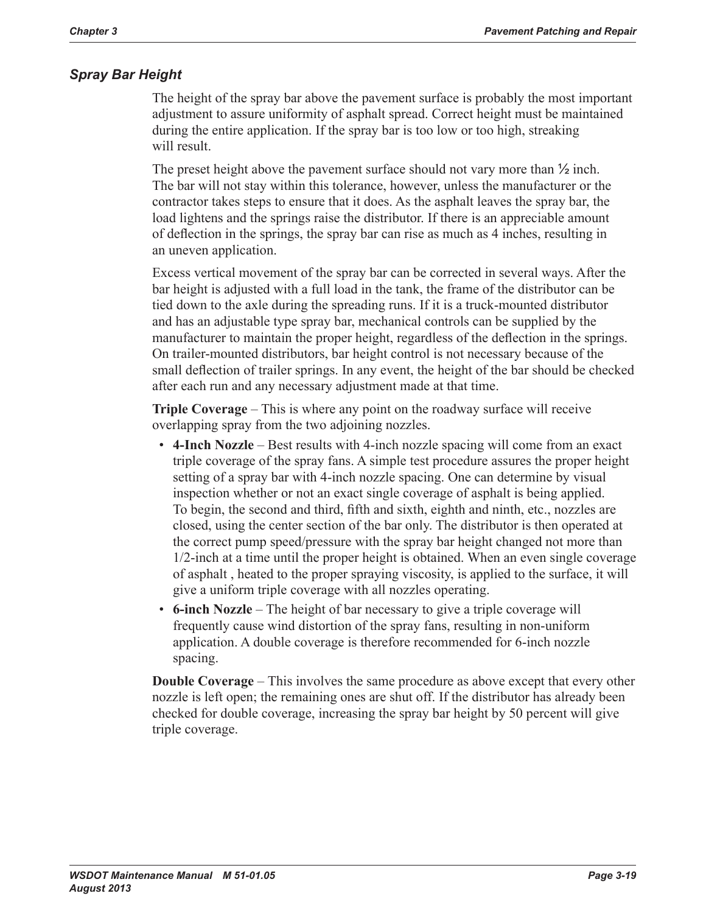### *Spray Bar Height*

The height of the spray bar above the pavement surface is probably the most important adjustment to assure uniformity of asphalt spread. Correct height must be maintained during the entire application. If the spray bar is too low or too high, streaking will result.

The preset height above the pavement surface should not vary more than ½ inch. The bar will not stay within this tolerance, however, unless the manufacturer or the contractor takes steps to ensure that it does. As the asphalt leaves the spray bar, the load lightens and the springs raise the distributor. If there is an appreciable amount of deflection in the springs, the spray bar can rise as much as 4 inches, resulting in an uneven application.

Excess vertical movement of the spray bar can be corrected in several ways. After the bar height is adjusted with a full load in the tank, the frame of the distributor can be tied down to the axle during the spreading runs. If it is a truck-mounted distributor and has an adjustable type spray bar, mechanical controls can be supplied by the manufacturer to maintain the proper height, regardless of the deflection in the springs. On trailer-mounted distributors, bar height control is not necessary because of the small deflection of trailer springs. In any event, the height of the bar should be checked after each run and any necessary adjustment made at that time.

**Triple Coverage** – This is where any point on the roadway surface will receive overlapping spray from the two adjoining nozzles.

- **4-Inch Nozzle** – Best results with 4-inch nozzle spacing will come from an exact triple coverage of the spray fans. A simple test procedure assures the proper height setting of a spray bar with 4-inch nozzle spacing. One can determine by visual inspection whether or not an exact single coverage of asphalt is being applied. To begin, the second and third, fifth and sixth, eighth and ninth, etc., nozzles are closed, using the center section of the bar only. The distributor is then operated at the correct pump speed/pressure with the spray bar height changed not more than 1/2-inch at a time until the proper height is obtained. When an even single coverage of asphalt , heated to the proper spraying viscosity, is applied to the surface, it will give a uniform triple coverage with all nozzles operating.
- **6-inch Nozzle** – The height of bar necessary to give a triple coverage will frequently cause wind distortion of the spray fans, resulting in non-uniform application. A double coverage is therefore recommended for 6-inch nozzle spacing.

**Double Coverage** – This involves the same procedure as above except that every other nozzle is left open; the remaining ones are shut off. If the distributor has already been checked for double coverage, increasing the spray bar height by 50 percent will give triple coverage.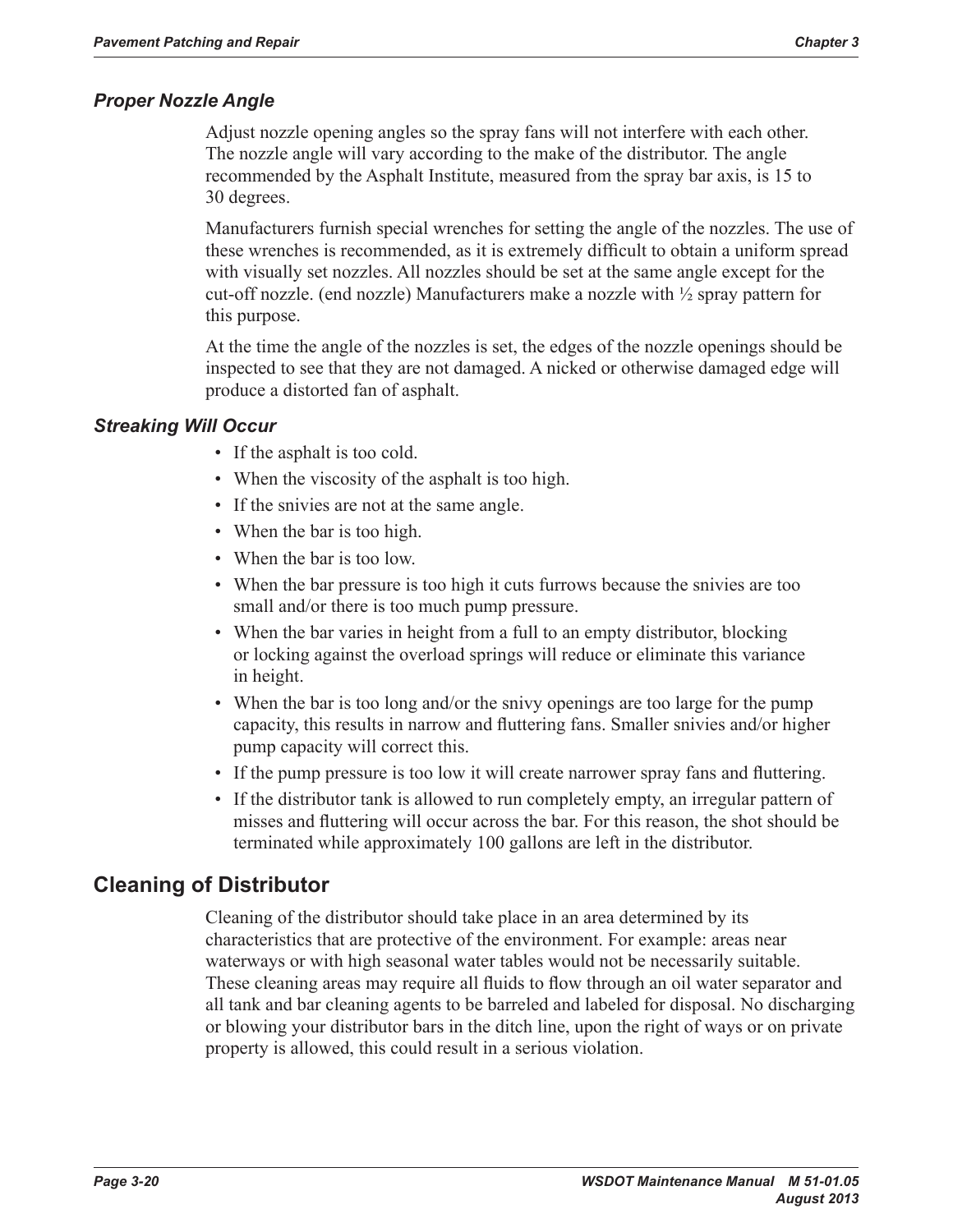### *Proper Nozzle Angle*

Adjust nozzle opening angles so the spray fans will not interfere with each other. The nozzle angle will vary according to the make of the distributor. The angle recommended by the Asphalt Institute, measured from the spray bar axis, is 15 to 30 degrees.

Manufacturers furnish special wrenches for setting the angle of the nozzles. The use of these wrenches is recommended, as it is extremely difficult to obtain a uniform spread with visually set nozzles. All nozzles should be set at the same angle except for the cut-off nozzle. (end nozzle) Manufacturers make a nozzle with ½ spray pattern for this purpose.

At the time the angle of the nozzles is set, the edges of the nozzle openings should be inspected to see that they are not damaged. A nicked or otherwise damaged edge will produce a distorted fan of asphalt.

### *Streaking Will Occur*

- If the asphalt is too cold.
- When the viscosity of the asphalt is too high.
- If the snivies are not at the same angle.
- When the bar is too high.
- When the bar is too low.
- When the bar pressure is too high it cuts furrows because the snivies are too small and/or there is too much pump pressure.
- When the bar varies in height from a full to an empty distributor, blocking or locking against the overload springs will reduce or eliminate this variance in height.
- When the bar is too long and/or the snivy openings are too large for the pump capacity, this results in narrow and fluttering fans. Smaller snivies and/or higher pump capacity will correct this.
- If the pump pressure is too low it will create narrower spray fans and fluttering.
- If the distributor tank is allowed to run completely empty, an irregular pattern of misses and fluttering will occur across the bar. For this reason, the shot should be terminated while approximately 100 gallons are left in the distributor.

## Cleaning of Distributor

Cleaning of the distributor should take place in an area determined by its characteristics that are protective of the environment. For example: areas near waterways or with high seasonal water tables would not be necessarily suitable. These cleaning areas may require all fluids to flow through an oil water separator and all tank and bar cleaning agents to be barreled and labeled for disposal. No discharging or blowing your distributor bars in the ditch line, upon the right of ways or on private property is allowed, this could result in a serious violation.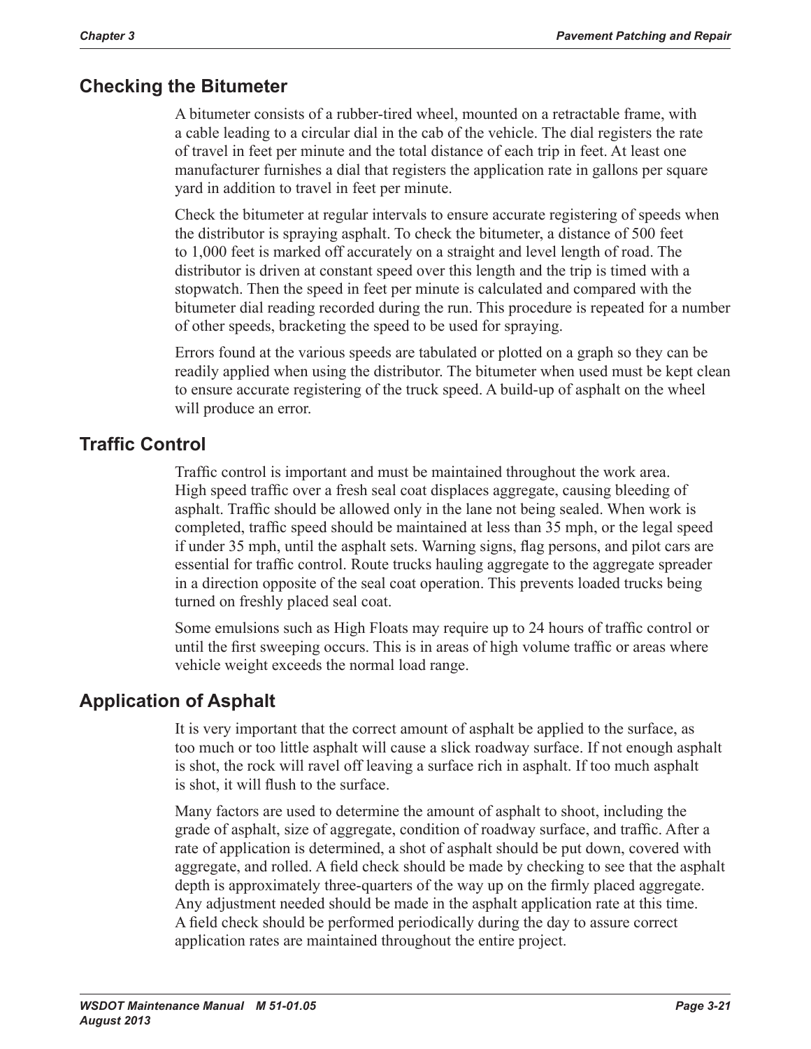## Checking the Bitumeter

A bitumeter consists of a rubber-tired wheel, mounted on a retractable frame, with a cable leading to a circular dial in the cab of the vehicle. The dial registers the rate of travel in feet per minute and the total distance of each trip in feet. At least one manufacturer furnishes a dial that registers the application rate in gallons per square yard in addition to travel in feet per minute.

Check the bitumeter at regular intervals to ensure accurate registering of speeds when the distributor is spraying asphalt. To check the bitumeter, a distance of 500 feet to 1,000 feet is marked off accurately on a straight and level length of road. The distributor is driven at constant speed over this length and the trip is timed with a stopwatch. Then the speed in feet per minute is calculated and compared with the bitumeter dial reading recorded during the run. This procedure is repeated for a number of other speeds, bracketing the speed to be used for spraying.

Errors found at the various speeds are tabulated or plotted on a graph so they can be readily applied when using the distributor. The bitumeter when used must be kept clean to ensure accurate registering of the truck speed. A build-up of asphalt on the wheel will produce an error.

## Traffic Control

Traffic control is important and must be maintained throughout the work area. High speed traffic over a fresh seal coat displaces aggregate, causing bleeding of asphalt. Traffic should be allowed only in the lane not being sealed. When work is completed, traffic speed should be maintained at less than 35 mph, or the legal speed if under 35 mph, until the asphalt sets. Warning signs, flag persons, and pilot cars are essential for traffic control. Route trucks hauling aggregate to the aggregate spreader in a direction opposite of the seal coat operation. This prevents loaded trucks being turned on freshly placed seal coat.

Some emulsions such as High Floats may require up to 24 hours of traffic control or until the first sweeping occurs. This is in areas of high volume traffic or areas where vehicle weight exceeds the normal load range.

## Application of Asphalt

It is very important that the correct amount of asphalt be applied to the surface, as too much or too little asphalt will cause a slick roadway surface. If not enough asphalt is shot, the rock will ravel off leaving a surface rich in asphalt. If too much asphalt is shot, it will flush to the surface.

Many factors are used to determine the amount of asphalt to shoot, including the grade of asphalt, size of aggregate, condition of roadway surface, and traffic. After a rate of application is determined, a shot of asphalt should be put down, covered with aggregate, and rolled. A field check should be made by checking to see that the asphalt depth is approximately three-quarters of the way up on the firmly placed aggregate. Any adjustment needed should be made in the asphalt application rate at this time. A field check should be performed periodically during the day to assure correct application rates are maintained throughout the entire project.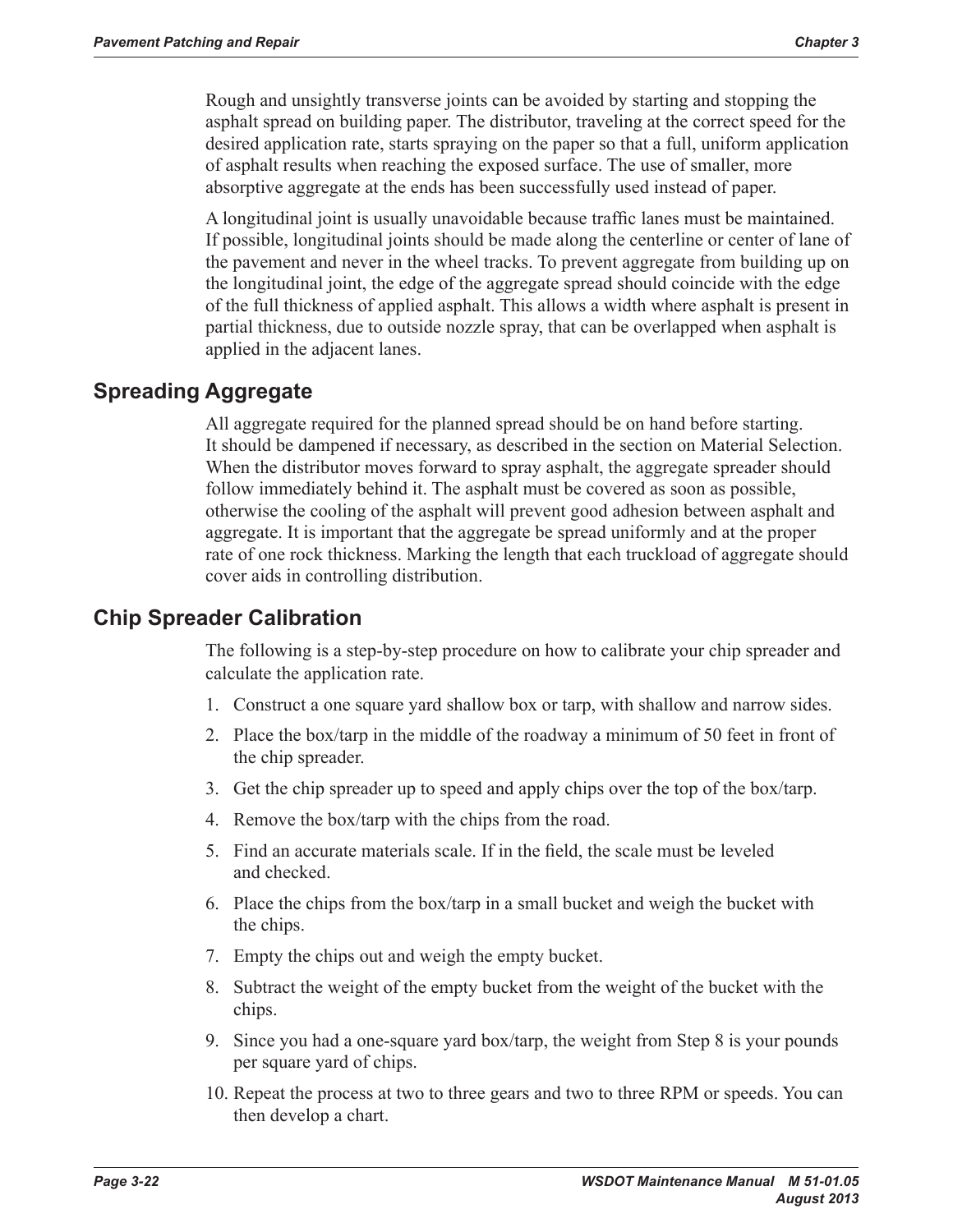Rough and unsightly transverse joints can be avoided by starting and stopping the asphalt spread on building paper. The distributor, traveling at the correct speed for the desired application rate, starts spraying on the paper so that a full, uniform application of asphalt results when reaching the exposed surface. The use of smaller, more absorptive aggregate at the ends has been successfully used instead of paper.

A longitudinal joint is usually unavoidable because traffic lanes must be maintained. If possible, longitudinal joints should be made along the centerline or center of lane of the pavement and never in the wheel tracks. To prevent aggregate from building up on the longitudinal joint, the edge of the aggregate spread should coincide with the edge of the full thickness of applied asphalt. This allows a width where asphalt is present in partial thickness, due to outside nozzle spray, that can be overlapped when asphalt is applied in the adjacent lanes.

## Spreading Aggregate

All aggregate required for the planned spread should be on hand before starting. It should be dampened if necessary, as described in the section on Material Selection. When the distributor moves forward to spray asphalt, the aggregate spreader should follow immediately behind it. The asphalt must be covered as soon as possible, otherwise the cooling of the asphalt will prevent good adhesion between asphalt and aggregate. It is important that the aggregate be spread uniformly and at the proper rate of one rock thickness. Marking the length that each truckload of aggregate should cover aids in controlling distribution.

## Chip Spreader Calibration

The following is a step-by-step procedure on how to calibrate your chip spreader and calculate the application rate.

1. Construct a one square yard shallow box or tarp, with shallow and narrow sides.
2. Place the box/tarp in the middle of the roadway a minimum of 50 feet in front of the chip spreader.
3. Get the chip spreader up to speed and apply chips over the top of the box/tarp.
4. Remove the box/tarp with the chips from the road.
5. Find an accurate materials scale. If in the field, the scale must be leveled and checked.
6. Place the chips from the box/tarp in a small bucket and weigh the bucket with the chips.
7. Empty the chips out and weigh the empty bucket.
8. Subtract the weight of the empty bucket from the weight of the bucket with the chips.
9. Since you had a one-square yard box/tarp, the weight from Step 8 is your pounds per square yard of chips.
10. Repeat the process at two to three gears and two to three RPM or speeds. You can then develop a chart.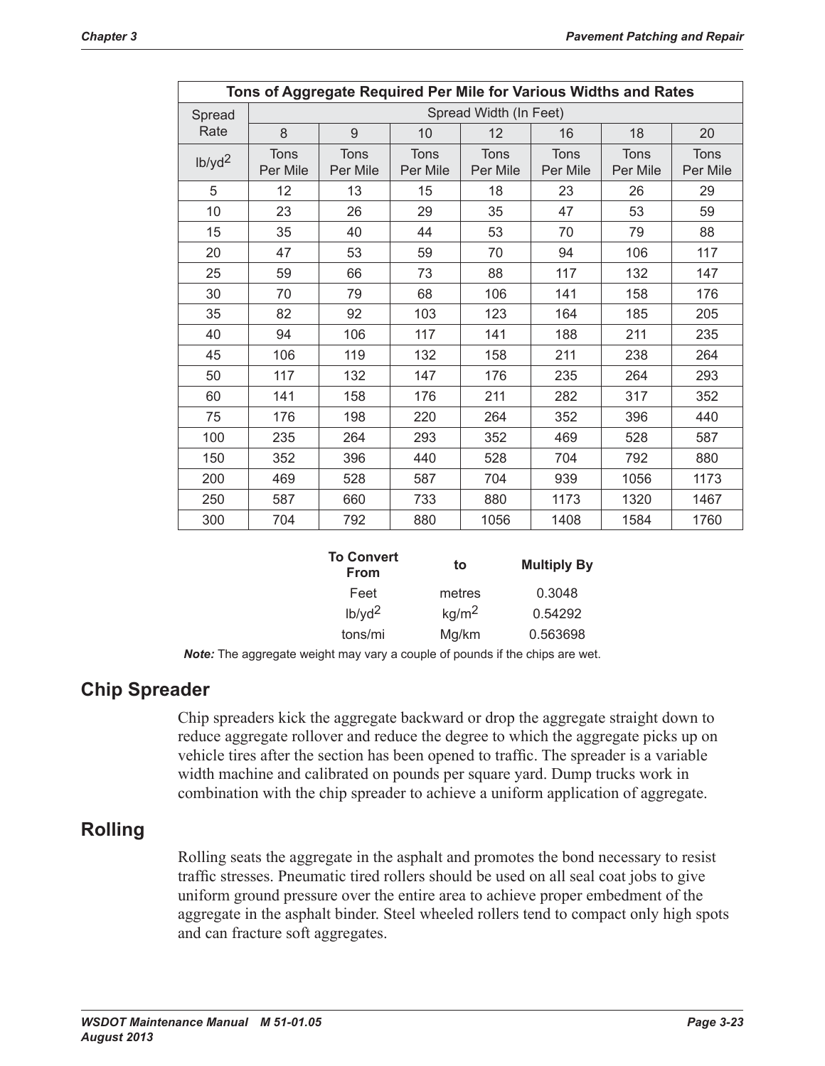| Tons of Aggregate Required Per Mile for Various Widths and Rates | | | | | | | |
|---|---|---|---|---|---|---|---|
| Spread Rate | Spread Width (In Feet) | | | | | | |
| | 8 | 9 | 10 | 12 | 16 | 18 | 20 |
| lb/yd$^2$ | Tons Per Mile | Tons Per Mile | Tons Per Mile | Tons Per Mile | Tons Per Mile | Tons Per Mile | Tons Per Mile |
| 5 | 12 | 13 | 15 | 18 | 23 | 26 | 29 |
| 10 | 23 | 26 | 29 | 35 | 47 | 53 | 59 |
| 15 | 35 | 40 | 44 | 53 | 70 | 79 | 88 |
| 20 | 47 | 53 | 59 | 70 | 94 | 106 | 117 |
| 25 | 59 | 66 | 73 | 88 | 117 | 132 | 147 |
| 30 | 70 | 79 | 68 | 106 | 141 | 158 | 176 |
| 35 | 82 | 92 | 103 | 123 | 164 | 185 | 205 |
| 40 | 94 | 106 | 117 | 141 | 188 | 211 | 235 |
| 45 | 106 | 119 | 132 | 158 | 211 | 238 | 264 |
| 50 | 117 | 132 | 147 | 176 | 235 | 264 | 293 |
| 60 | 141 | 158 | 176 | 211 | 282 | 317 | 352 |
| 75 | 176 | 198 | 220 | 264 | 352 | 396 | 440 |
| 100 | 235 | 264 | 293 | 352 | 469 | 528 | 587 |
| 150 | 352 | 396 | 440 | 528 | 704 | 792 | 880 |
| 200 | 469 | 528 | 587 | 704 | 939 | 1056 | 1173 |
| 250 | 587 | 660 | 733 | 880 | 1173 | 1320 | 1467 |
| 300 | 704 | 792 | 880 | 1056 | 1408 | 1584 | 1760 |

| To Convert From | to | Multiply By |
|---|---|---|
| Feet | metres | 0.3048 |
| lb/yd$^2$ | kg/m$^2$ | 0.54292 |
| tons/mi | Mg/km | 0.563698 |

***Note:*** The aggregate weight may vary a couple of pounds if the chips are wet.

## Chip Spreader

Chip spreaders kick the aggregate backward or drop the aggregate straight down to reduce aggregate rollover and reduce the degree to which the aggregate picks up on vehicle tires after the section has been opened to traffic. The spreader is a variable width machine and calibrated on pounds per square yard. Dump trucks work in combination with the chip spreader to achieve a uniform application of aggregate.

## Rolling

Rolling seats the aggregate in the asphalt and promotes the bond necessary to resist traffic stresses. Pneumatic tired rollers should be used on all seal coat jobs to give uniform ground pressure over the entire area to achieve proper embedment of the aggregate in the asphalt binder. Steel wheeled rollers tend to compact only high spots and can fracture soft aggregates.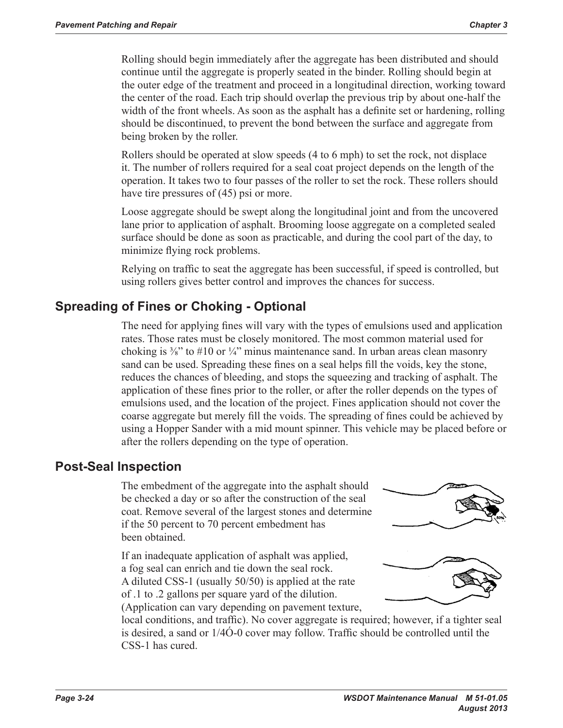Rolling should begin immediately after the aggregate has been distributed and should continue until the aggregate is properly seated in the binder. Rolling should begin at the outer edge of the treatment and proceed in a longitudinal direction, working toward the center of the road. Each trip should overlap the previous trip by about one-half the width of the front wheels. As soon as the asphalt has a definite set or hardening, rolling should be discontinued, to prevent the bond between the surface and aggregate from being broken by the roller.

Rollers should be operated at slow speeds (4 to 6 mph) to set the rock, not displace it. The number of rollers required for a seal coat project depends on the length of the operation. It takes two to four passes of the roller to set the rock. These rollers should have tire pressures of (45) psi or more.

Loose aggregate should be swept along the longitudinal joint and from the uncovered lane prior to application of asphalt. Brooming loose aggregate on a completed sealed surface should be done as soon as practicable, and during the cool part of the day, to minimize flying rock problems.

Relying on traffic to seat the aggregate has been successful, if speed is controlled, but using rollers gives better control and improves the chances for success.

## Spreading of Fines or Choking - Optional

The need for applying fines will vary with the types of emulsions used and application rates. Those rates must be closely monitored. The most common material used for choking is ⅜" to #10 or ¼" minus maintenance sand. In urban areas clean masonry sand can be used. Spreading these fines on a seal helps fill the voids, key the stone, reduces the chances of bleeding, and stops the squeezing and tracking of asphalt. The application of these fines prior to the roller, or after the roller depends on the types of emulsions used, and the location of the project. Fines application should not cover the coarse aggregate but merely fill the voids. The spreading of fines could be achieved by using a Hopper Sander with a mid mount spinner. This vehicle may be placed before or after the rollers depending on the type of operation.

## Post-Seal Inspection

The embedment of the aggregate into the asphalt should be checked a day or so after the construction of the seal coat. Remove several of the largest stones and determine if the 50 percent to 70 percent embedment has been obtained.

If an inadequate application of asphalt was applied, a fog seal can enrich and tie down the seal rock. A diluted CSS-1 (usually 50/50) is applied at the rate of .1 to .2 gallons per square yard of the dilution. (Application can vary depending on pavement texture, local conditions, and traffic). No cover aggregate is required; however, if a tighter seal is desired, a sand or 1/4Ó-0 cover may follow. Traffic should be controlled until the CSS-1 has cured.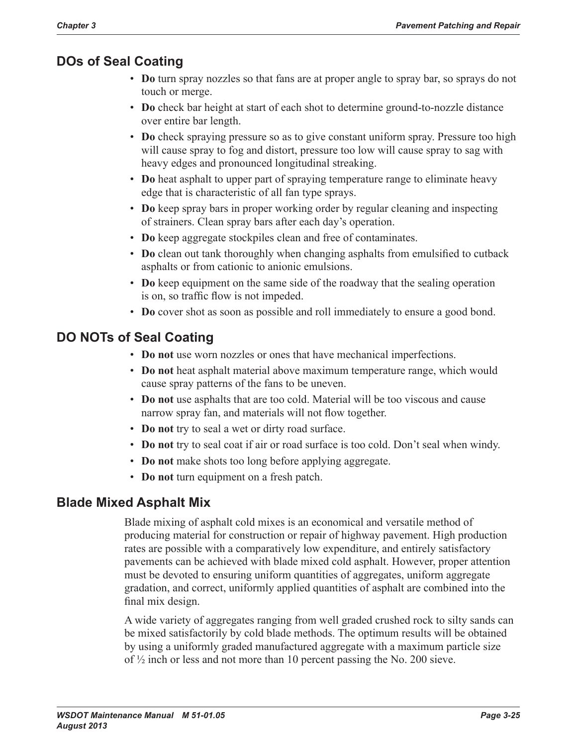## DOs of Seal Coating

- **Do** turn spray nozzles so that fans are at proper angle to spray bar, so sprays do not touch or merge.
- **Do** check bar height at start of each shot to determine ground-to-nozzle distance over entire bar length.
- **Do** check spraying pressure so as to give constant uniform spray. Pressure too high will cause spray to fog and distort, pressure too low will cause spray to sag with heavy edges and pronounced longitudinal streaking.
- **Do** heat asphalt to upper part of spraying temperature range to eliminate heavy edge that is characteristic of all fan type sprays.
- **Do** keep spray bars in proper working order by regular cleaning and inspecting of strainers. Clean spray bars after each day's operation.
- **Do** keep aggregate stockpiles clean and free of contaminates.
- **Do** clean out tank thoroughly when changing asphalts from emulsified to cutback asphalts or from cationic to anionic emulsions.
- **Do** keep equipment on the same side of the roadway that the sealing operation is on, so traffic flow is not impeded.
- **Do** cover shot as soon as possible and roll immediately to ensure a good bond.

## DO NOTs of Seal Coating

- **Do not** use worn nozzles or ones that have mechanical imperfections.
- **Do not** heat asphalt material above maximum temperature range, which would cause spray patterns of the fans to be uneven.
- **Do not** use asphalts that are too cold. Material will be too viscous and cause narrow spray fan, and materials will not flow together.
- **Do not** try to seal a wet or dirty road surface.
- **Do not** try to seal coat if air or road surface is too cold. Don't seal when windy.
- **Do not** make shots too long before applying aggregate.
- **Do not** turn equipment on a fresh patch.

## Blade Mixed Asphalt Mix

Blade mixing of asphalt cold mixes is an economical and versatile method of producing material for construction or repair of highway pavement. High production rates are possible with a comparatively low expenditure, and entirely satisfactory pavements can be achieved with blade mixed cold asphalt. However, proper attention must be devoted to ensuring uniform quantities of aggregates, uniform aggregate gradation, and correct, uniformly applied quantities of asphalt are combined into the final mix design.

A wide variety of aggregates ranging from well graded crushed rock to silty sands can be mixed satisfactorily by cold blade methods. The optimum results will be obtained by using a uniformly graded manufactured aggregate with a maximum particle size of ½ inch or less and not more than 10 percent passing the No. 200 sieve.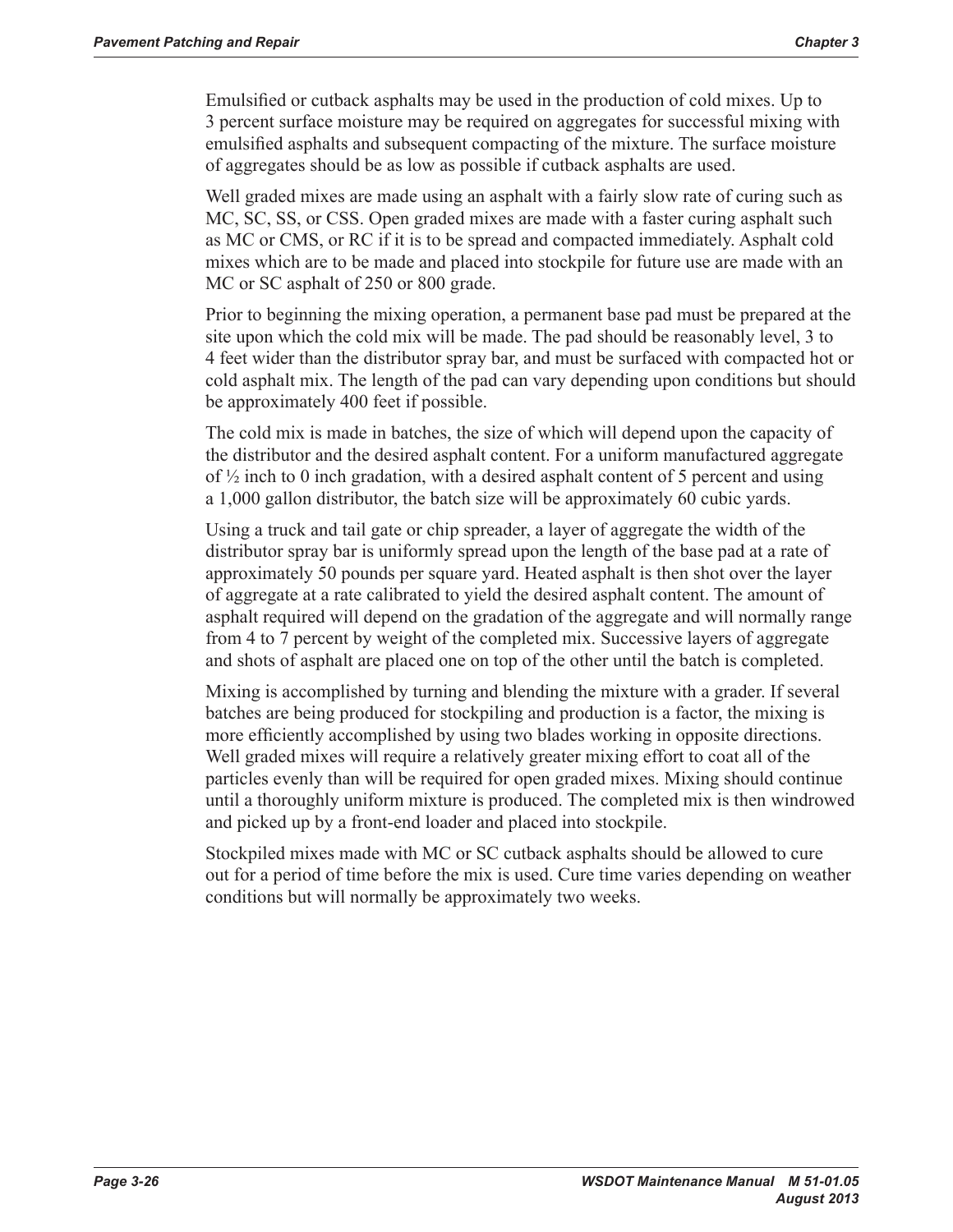Emulsified or cutback asphalts may be used in the production of cold mixes. Up to 3 percent surface moisture may be required on aggregates for successful mixing with emulsified asphalts and subsequent compacting of the mixture. The surface moisture of aggregates should be as low as possible if cutback asphalts are used.

Well graded mixes are made using an asphalt with a fairly slow rate of curing such as MC, SC, SS, or CSS. Open graded mixes are made with a faster curing asphalt such as MC or CMS, or RC if it is to be spread and compacted immediately. Asphalt cold mixes which are to be made and placed into stockpile for future use are made with an MC or SC asphalt of 250 or 800 grade.

Prior to beginning the mixing operation, a permanent base pad must be prepared at the site upon which the cold mix will be made. The pad should be reasonably level, 3 to 4 feet wider than the distributor spray bar, and must be surfaced with compacted hot or cold asphalt mix. The length of the pad can vary depending upon conditions but should be approximately 400 feet if possible.

The cold mix is made in batches, the size of which will depend upon the capacity of the distributor and the desired asphalt content. For a uniform manufactured aggregate of ½ inch to 0 inch gradation, with a desired asphalt content of 5 percent and using a 1,000 gallon distributor, the batch size will be approximately 60 cubic yards.

Using a truck and tail gate or chip spreader, a layer of aggregate the width of the distributor spray bar is uniformly spread upon the length of the base pad at a rate of approximately 50 pounds per square yard. Heated asphalt is then shot over the layer of aggregate at a rate calibrated to yield the desired asphalt content. The amount of asphalt required will depend on the gradation of the aggregate and will normally range from 4 to 7 percent by weight of the completed mix. Successive layers of aggregate and shots of asphalt are placed one on top of the other until the batch is completed.

Mixing is accomplished by turning and blending the mixture with a grader. If several batches are being produced for stockpiling and production is a factor, the mixing is more efficiently accomplished by using two blades working in opposite directions. Well graded mixes will require a relatively greater mixing effort to coat all of the particles evenly than will be required for open graded mixes. Mixing should continue until a thoroughly uniform mixture is produced. The completed mix is then windrowed and picked up by a front-end loader and placed into stockpile.

Stockpiled mixes made with MC or SC cutback asphalts should be allowed to cure out for a period of time before the mix is used. Cure time varies depending on weather conditions but will normally be approximately two weeks.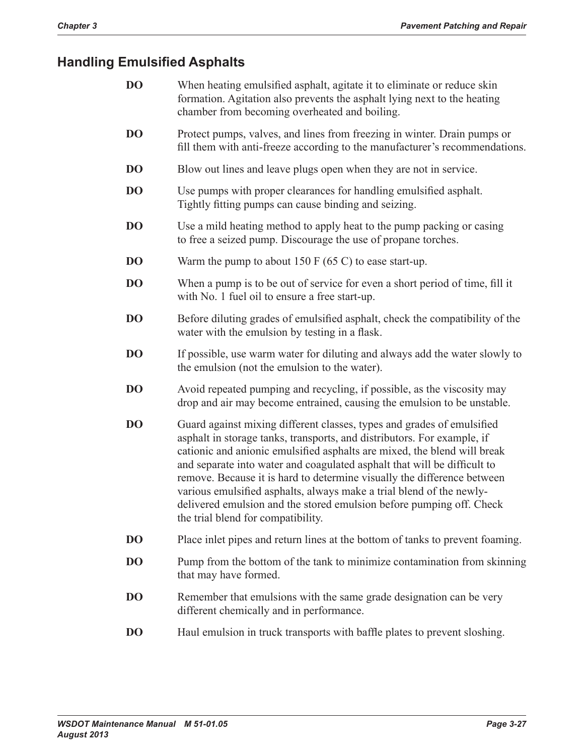## Handling Emulsified Asphalts

**DO** When heating emulsified asphalt, agitate it to eliminate or reduce skin formation. Agitation also prevents the asphalt lying next to the heating chamber from becoming overheated and boiling.

**DO** Protect pumps, valves, and lines from freezing in winter. Drain pumps or fill them with anti-freeze according to the manufacturer's recommendations.

**DO** Blow out lines and leave plugs open when they are not in service.

**DO** Use pumps with proper clearances for handling emulsified asphalt. Tightly fitting pumps can cause binding and seizing.

**DO** Use a mild heating method to apply heat to the pump packing or casing to free a seized pump. Discourage the use of propane torches.

**DO** Warm the pump to about 150 F (65 C) to ease start-up.

**DO** When a pump is to be out of service for even a short period of time, fill it with No. 1 fuel oil to ensure a free start-up.

**DO** Before diluting grades of emulsified asphalt, check the compatibility of the water with the emulsion by testing in a flask.

**DO** If possible, use warm water for diluting and always add the water slowly to the emulsion (not the emulsion to the water).

**DO** Avoid repeated pumping and recycling, if possible, as the viscosity may drop and air may become entrained, causing the emulsion to be unstable.

**DO** Guard against mixing different classes, types and grades of emulsified asphalt in storage tanks, transports, and distributors. For example, if cationic and anionic emulsified asphalts are mixed, the blend will break and separate into water and coagulated asphalt that will be difficult to remove. Because it is hard to determine visually the difference between various emulsified asphalts, always make a trial blend of the newly-delivered emulsion and the stored emulsion before pumping off. Check the trial blend for compatibility.

**DO** Place inlet pipes and return lines at the bottom of tanks to prevent foaming.

**DO** Pump from the bottom of the tank to minimize contamination from skinning that may have formed.

**DO** Remember that emulsions with the same grade designation can be very different chemically and in performance.

**DO** Haul emulsion in truck transports with baffle plates to prevent sloshing.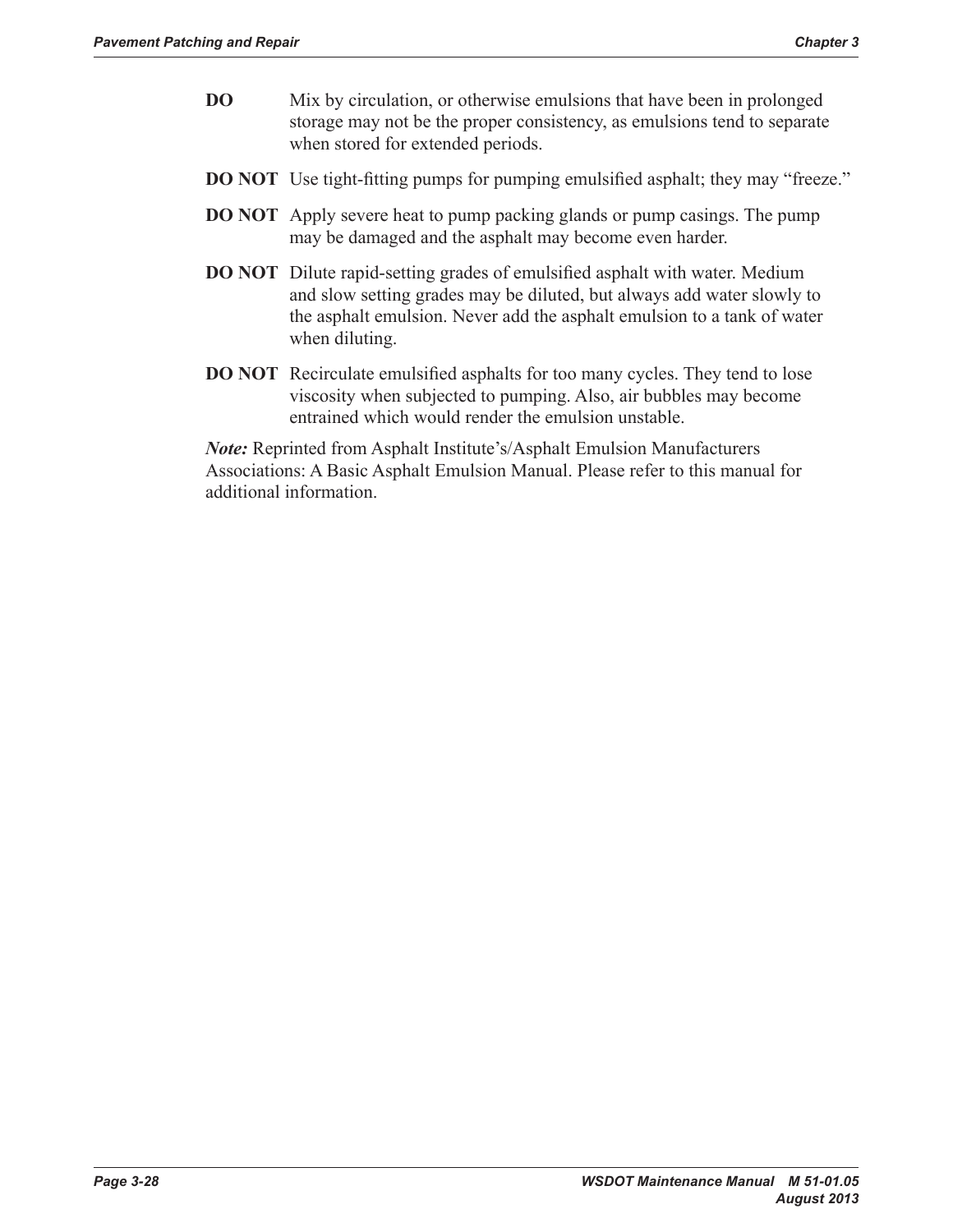**DO** Mix by circulation, or otherwise emulsions that have been in prolonged storage may not be the proper consistency, as emulsions tend to separate when stored for extended periods.

**DO NOT** Use tight-fitting pumps for pumping emulsified asphalt; they may "freeze."

**DO NOT** Apply severe heat to pump packing glands or pump casings. The pump may be damaged and the asphalt may become even harder.

**DO NOT** Dilute rapid-setting grades of emulsified asphalt with water. Medium and slow setting grades may be diluted, but always add water slowly to the asphalt emulsion. Never add the asphalt emulsion to a tank of water when diluting.

**DO NOT** Recirculate emulsified asphalts for too many cycles. They tend to lose viscosity when subjected to pumping. Also, air bubbles may become entrained which would render the emulsion unstable.

***Note:*** Reprinted from Asphalt Institute's/Asphalt Emulsion Manufacturers Associations: A Basic Asphalt Emulsion Manual. Please refer to this manual for additional information.